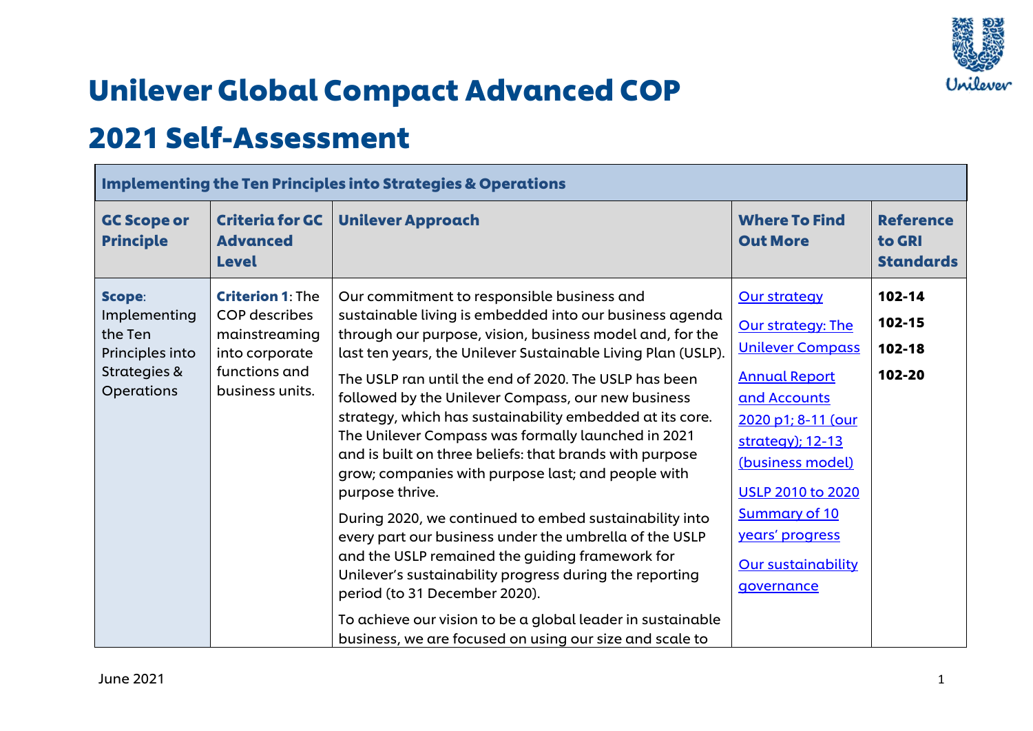# Unilever Global Compact Advanced COP

# 2021 Self-Assessment

| Implementing the Ten Principles into Strategies & Operations | | | | |
|---|---|---|---|---|
| **GC Scope or Principle** | **Criteria for GC Advanced Level** | **Unilever Approach** | **Where To Find Out More** | **Reference to GRI Standards** |
| **Scope**: Implementing the Ten Principles into Strategies & Operations | **Criterion 1**: The COP describes mainstreaming into corporate functions and business units. | Our commitment to responsible business and sustainable living is embedded into our business agenda through our purpose, vision, business model and, for the last ten years, the Unilever Sustainable Living Plan (USLP).<br><br>The USLP ran until the end of 2020. The USLP has been followed by the Unilever Compass, our new business strategy, which has sustainability embedded at its core. The Unilever Compass was formally launched in 2021 and is built on three beliefs: that brands with purpose grow; companies with purpose last; and people with purpose thrive.<br><br>During 2020, we continued to embed sustainability into every part our business under the umbrella of the USLP and the USLP remained the guiding framework for Unilever's sustainability progress during the reporting period (to 31 December 2020).<br><br>To achieve our vision to be a global leader in sustainable business, we are focused on using our size and scale to | Our strategy<br><br>Our strategy: The Unilever Compass<br><br>Annual Report and Accounts 2020 p1; 8-11 (our strategy); 12-13 (business model)<br><br>USLP 2010 to 2020 Summary of 10 years' progress<br><br>Our sustainability governance | **102-14**<br><br>**102-15**<br><br>**102-18**<br><br>**102-20** |

June 2021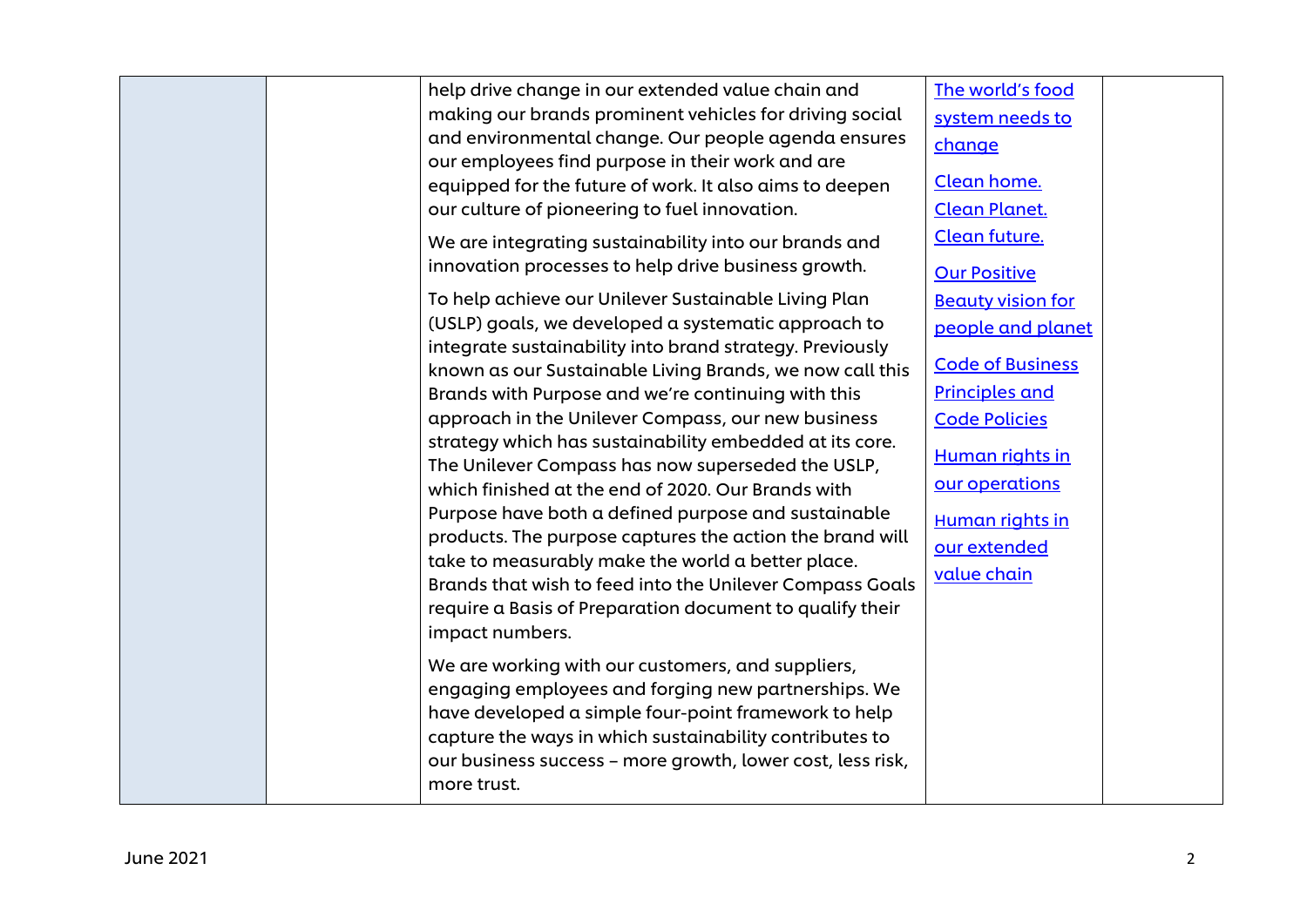| | | help drive change in our extended value chain and making our brands prominent vehicles for driving social and environmental change. Our people agenda ensures our employees find purpose in their work and are equipped for the future of work. It also aims to deepen our culture of pioneering to fuel innovation.<br><br>We are integrating sustainability into our brands and innovation processes to help drive business growth.<br><br>To help achieve our Unilever Sustainable Living Plan (USLP) goals, we developed a systematic approach to integrate sustainability into brand strategy. Previously known as our Sustainable Living Brands, we now call this Brands with Purpose and we're continuing with this approach in the Unilever Compass, our new business strategy which has sustainability embedded at its core. The Unilever Compass has now superseded the USLP, which finished at the end of 2020. Our Brands with Purpose have both a defined purpose and sustainable products. The purpose captures the action the brand will take to measurably make the world a better place. Brands that wish to feed into the Unilever Compass Goals require a Basis of Preparation document to qualify their impact numbers.<br><br>We are working with our customers, and suppliers, engaging employees and forging new partnerships. We have developed a simple four-point framework to help capture the ways in which sustainability contributes to our business success – more growth, lower cost, less risk, more trust. | The world's food system needs to change<br><br>Clean home. Clean Planet. Clean future.<br><br>Our Positive Beauty vision for people and planet<br><br>Code of Business Principles and Code Policies<br><br>Human rights in our operations<br><br>Human rights in our extended value chain | |
|---|---|---|---|---|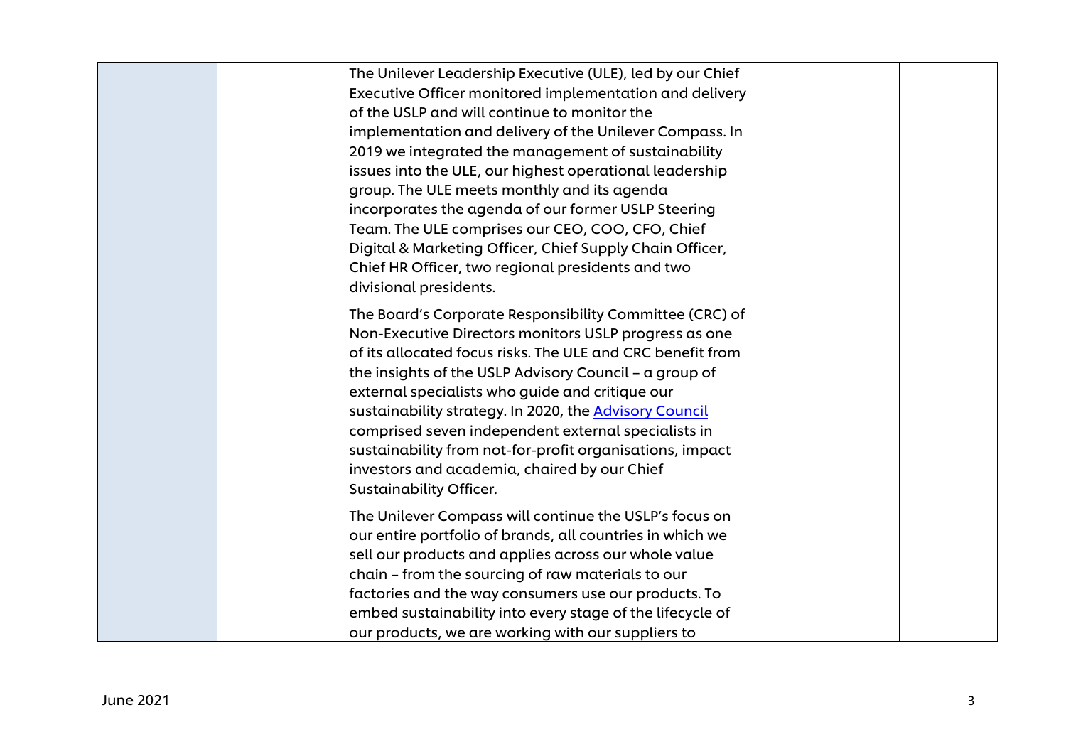| | | | | |
|---|---|---|---|---|
| | | The Unilever Leadership Executive (ULE), led by our Chief Executive Officer monitored implementation and delivery of the USLP and will continue to monitor the implementation and delivery of the Unilever Compass. In 2019 we integrated the management of sustainability issues into the ULE, our highest operational leadership group. The ULE meets monthly and its agenda incorporates the agenda of our former USLP Steering Team. The ULE comprises our CEO, COO, CFO, Chief Digital & Marketing Officer, Chief Supply Chain Officer, Chief HR Officer, two regional presidents and two divisional presidents.<br><br>The Board's Corporate Responsibility Committee (CRC) of Non-Executive Directors monitors USLP progress as one of its allocated focus risks. The ULE and CRC benefit from the insights of the USLP Advisory Council – a group of external specialists who guide and critique our sustainability strategy. In 2020, the Advisory Council comprised seven independent external specialists in sustainability from not-for-profit organisations, impact investors and academia, chaired by our Chief Sustainability Officer.<br><br>The Unilever Compass will continue the USLP's focus on our entire portfolio of brands, all countries in which we sell our products and applies across our whole value chain – from the sourcing of raw materials to our factories and the way consumers use our products. To embed sustainability into every stage of the lifecycle of our products, we are working with our suppliers to | | |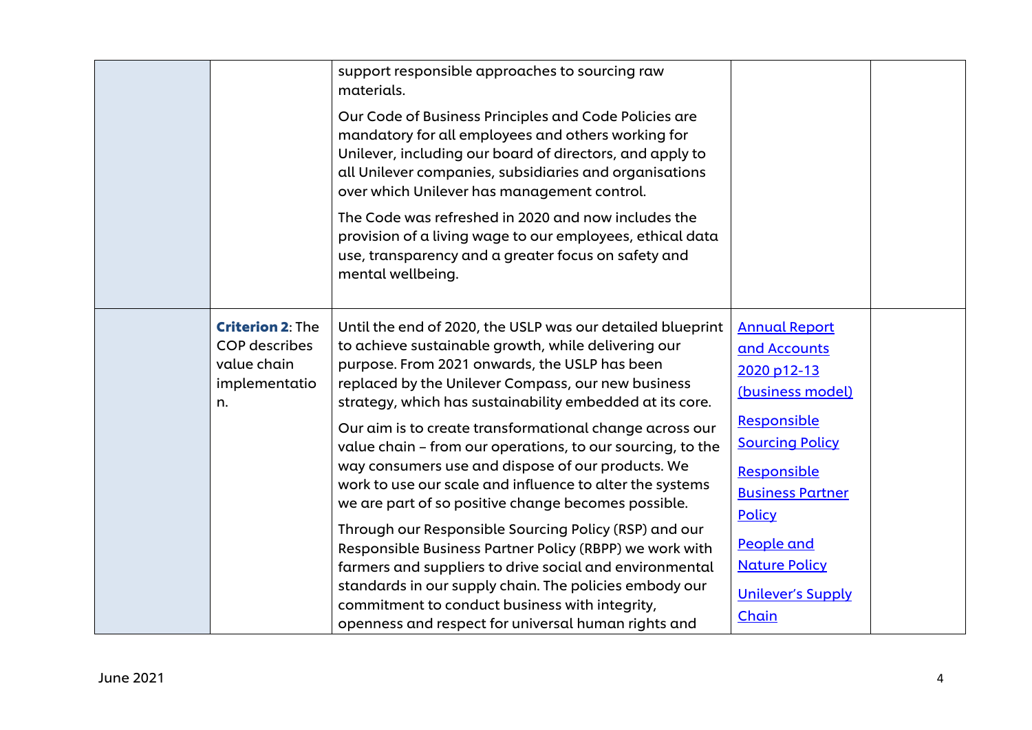| | | | | |
|---|---|---|---|---|
| | | support responsible approaches to sourcing raw materials.<br><br>Our Code of Business Principles and Code Policies are mandatory for all employees and others working for Unilever, including our board of directors, and apply to all Unilever companies, subsidiaries and organisations over which Unilever has management control.<br><br>The Code was refreshed in 2020 and now includes the provision of a living wage to our employees, ethical data use, transparency and a greater focus on safety and mental wellbeing. | | |
| | **Criterion 2**: The COP describes value chain implementation. | Until the end of 2020, the USLP was our detailed blueprint to achieve sustainable growth, while delivering our purpose. From 2021 onwards, the USLP has been replaced by the Unilever Compass, our new business strategy, which has sustainability embedded at its core.<br><br>Our aim is to create transformational change across our value chain – from our operations, to our sourcing, to the way consumers use and dispose of our products. We work to use our scale and influence to alter the systems we are part of so positive change becomes possible.<br><br>Through our Responsible Sourcing Policy (RSP) and our Responsible Business Partner Policy (RBPP) we work with farmers and suppliers to drive social and environmental standards in our supply chain. The policies embody our commitment to conduct business with integrity, openness and respect for universal human rights and | Annual Report and Accounts 2020 p12-13 (business model)<br><br>Responsible Sourcing Policy<br><br>Responsible Business Partner Policy<br><br>People and Nature Policy<br><br>Unilever's Supply Chain | |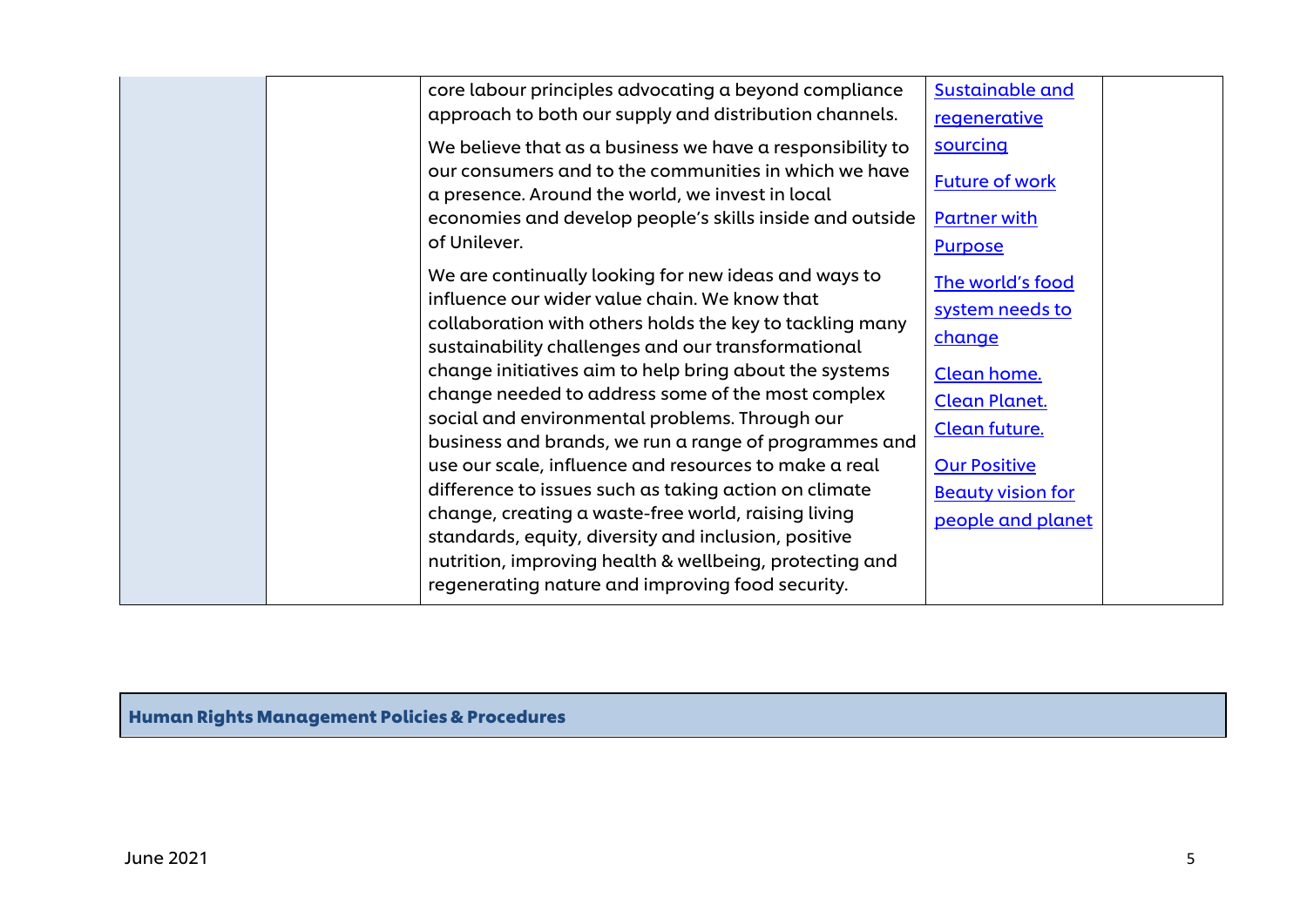| | | | | |
|---|---|---|---|---|
| | | core labour principles advocating a beyond compliance approach to both our supply and distribution channels.<br><br>We believe that as a business we have a responsibility to our consumers and to the communities in which we have a presence. Around the world, we invest in local economies and develop people's skills inside and outside of Unilever.<br><br>We are continually looking for new ideas and ways to influence our wider value chain. We know that collaboration with others holds the key to tackling many sustainability challenges and our transformational change initiatives aim to help bring about the systems change needed to address some of the most complex social and environmental problems. Through our business and brands, we run a range of programmes and use our scale, influence and resources to make a real difference to issues such as taking action on climate change, creating a waste-free world, raising living standards, equity, diversity and inclusion, positive nutrition, improving health & wellbeing, protecting and regenerating nature and improving food security. | Sustainable and regenerative sourcing<br><br>Future of work<br><br>Partner with Purpose<br><br>The world's food system needs to change<br><br>Clean home. Clean Planet. Clean future.<br><br>Our Positive Beauty vision for people and planet | |

## Human Rights Management Policies & Procedures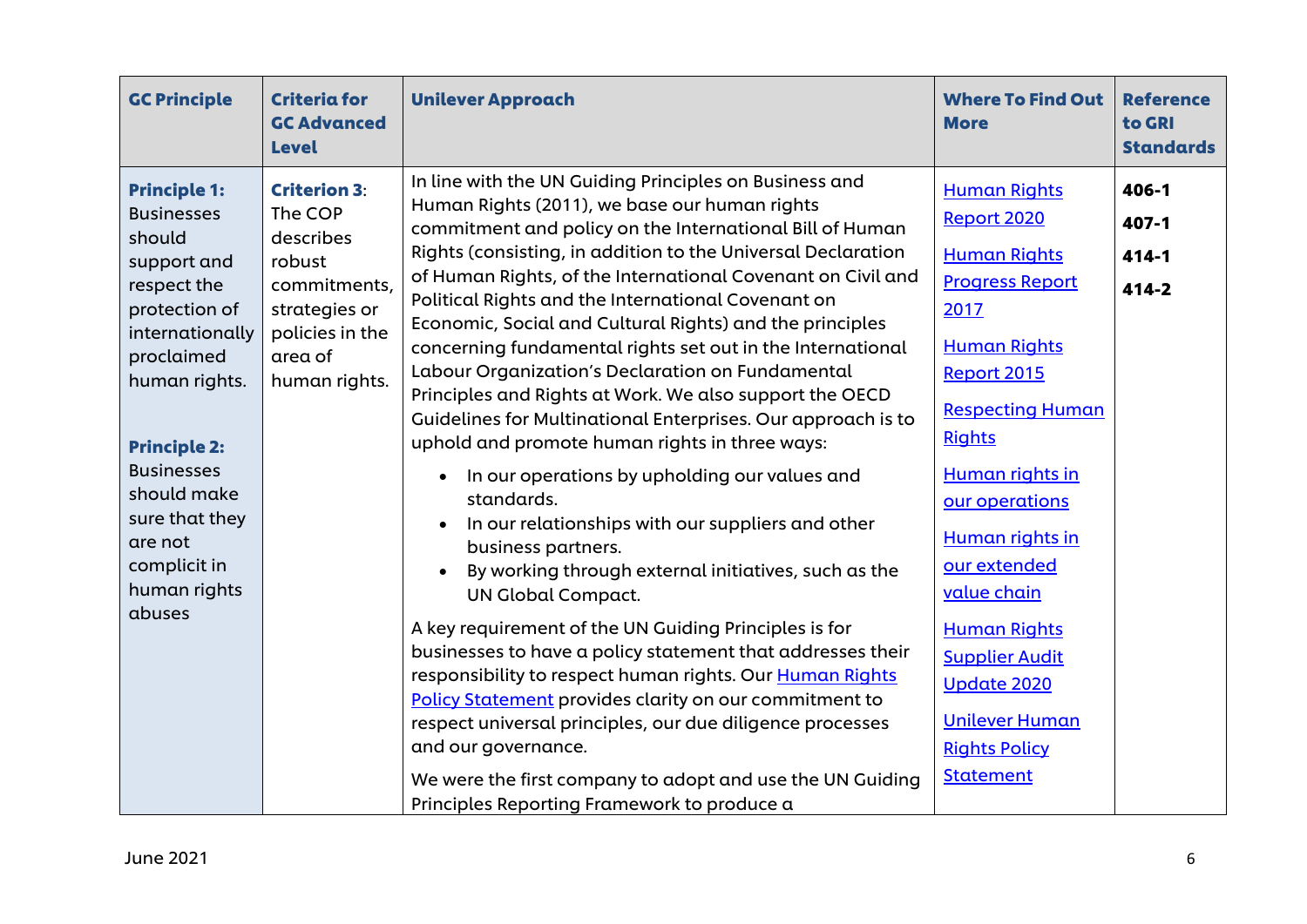| GC Principle | Criteria for GC Advanced Level | Unilever Approach | Where To Find Out More | Reference to GRI Standards |
|---|---|---|---|---|
| **Principle 1:** Businesses should support and respect the protection of internationally proclaimed human rights.<br><br>**Principle 2:** Businesses should make sure that they are not complicit in human rights abuses | **Criterion 3**: The COP describes robust commitments, strategies or policies in the area of human rights. | In line with the UN Guiding Principles on Business and Human Rights (2011), we base our human rights commitment and policy on the International Bill of Human Rights (consisting, in addition to the Universal Declaration of Human Rights, of the International Covenant on Civil and Political Rights and the International Covenant on Economic, Social and Cultural Rights) and the principles concerning fundamental rights set out in the International Labour Organization's Declaration on Fundamental Principles and Rights at Work. We also support the OECD Guidelines for Multinational Enterprises. Our approach is to uphold and promote human rights in three ways:<br>• In our operations by upholding our values and standards.<br>• In our relationships with our suppliers and other business partners.<br>• By working through external initiatives, such as the UN Global Compact.<br><br>A key requirement of the UN Guiding Principles is for businesses to have a policy statement that addresses their responsibility to respect human rights. Our Human Rights Policy Statement provides clarity on our commitment to respect universal principles, our due diligence processes and our governance.<br><br>We were the first company to adopt and use the UN Guiding Principles Reporting Framework to produce a | Human Rights Report 2020<br><br>Human Rights Progress Report 2017<br><br>Human Rights Report 2015<br><br>Respecting Human Rights<br><br>Human rights in our operations<br><br>Human rights in our extended value chain<br><br>Human Rights Supplier Audit Update 2020<br><br>Unilever Human Rights Policy Statement | **406-1**<br>**407-1**<br>**414-1**<br>**414-2** |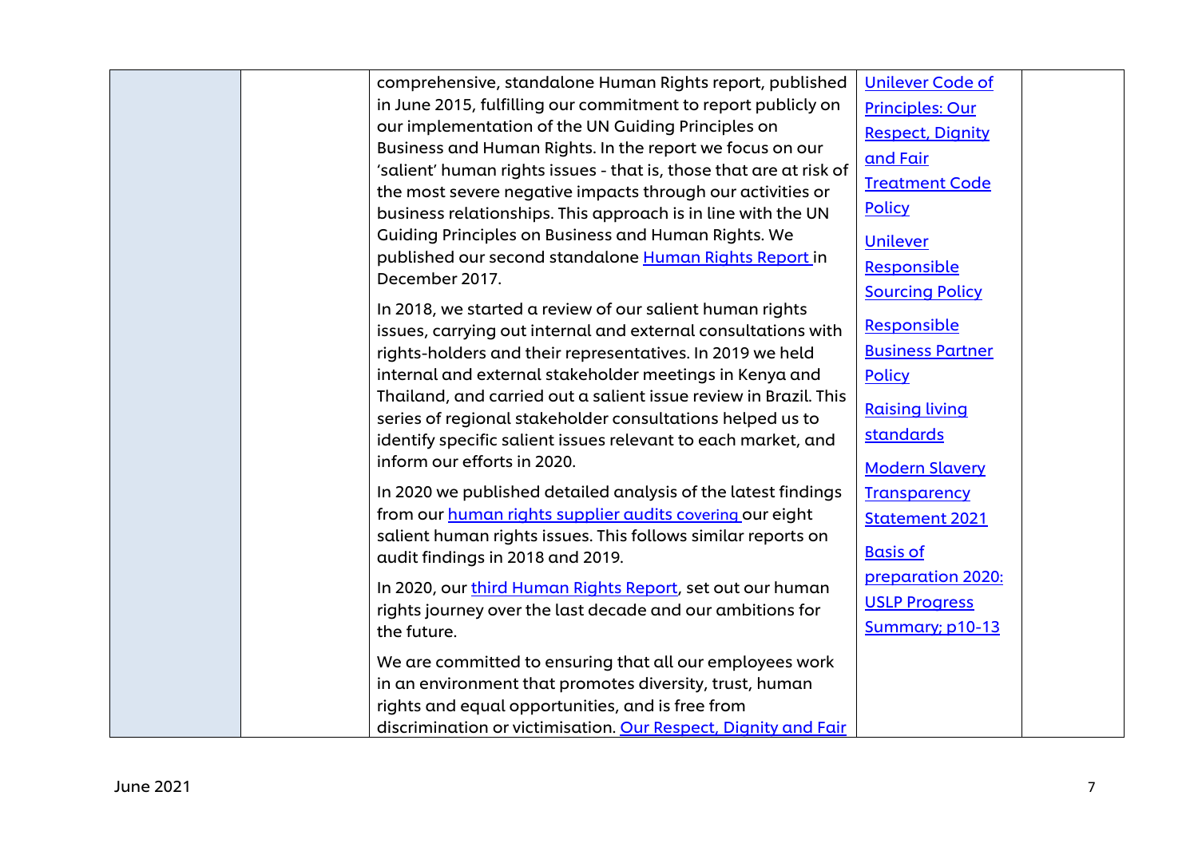| | | | | |
|---|---|---|---|---|
| | | comprehensive, standalone Human Rights report, published in June 2015, fulfilling our commitment to report publicly on our implementation of the UN Guiding Principles on Business and Human Rights. In the report we focus on our 'salient' human rights issues - that is, those that are at risk of the most severe negative impacts through our activities or business relationships. This approach is in line with the UN Guiding Principles on Business and Human Rights. We published our second standalone Human Rights Report in December 2017.<br><br>In 2018, we started a review of our salient human rights issues, carrying out internal and external consultations with rights-holders and their representatives. In 2019 we held internal and external stakeholder meetings in Kenya and Thailand, and carried out a salient issue review in Brazil. This series of regional stakeholder consultations helped us to identify specific salient issues relevant to each market, and inform our efforts in 2020.<br><br>In 2020 we published detailed analysis of the latest findings from our human rights supplier audits covering our eight salient human rights issues. This follows similar reports on audit findings in 2018 and 2019.<br><br>In 2020, our third Human Rights Report, set out our human rights journey over the last decade and our ambitions for the future.<br><br>We are committed to ensuring that all our employees work in an environment that promotes diversity, trust, human rights and equal opportunities, and is free from discrimination or victimisation. Our Respect, Dignity and Fair | Unilever Code of Principles: Our Respect, Dignity and Fair Treatment Code Policy<br><br>Unilever Responsible Sourcing Policy<br><br>Responsible Business Partner Policy<br><br>Raising living standards<br><br>Modern Slavery Transparency Statement 2021<br><br>Basis of preparation 2020: USLP Progress Summary; p10-13 | |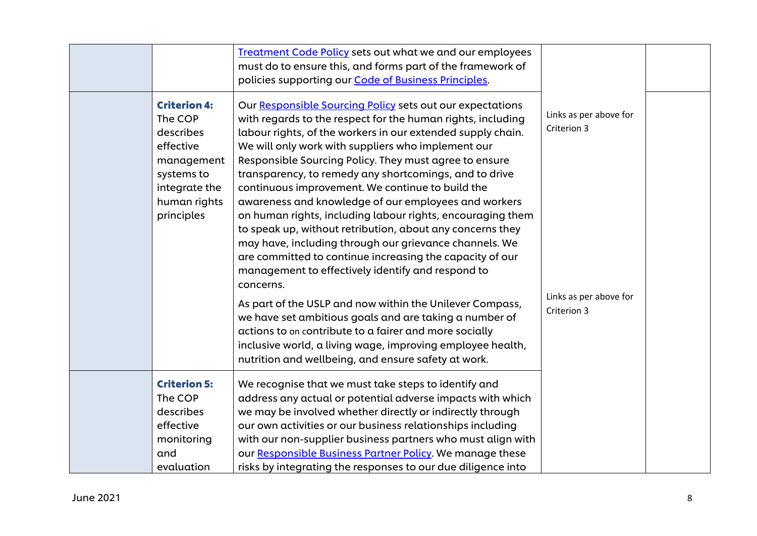| | | | | |
|---|---|---|---|---|
| | | Treatment Code Policy sets out what we and our employees must do to ensure this, and forms part of the framework of policies supporting our Code of Business Principles. | | |
| | **Criterion 4:** The COP describes effective management systems to integrate the human rights principles | Our Responsible Sourcing Policy sets out our expectations with regards to the respect for the human rights, including labour rights, of the workers in our extended supply chain. We will only work with suppliers who implement our Responsible Sourcing Policy. They must agree to ensure transparency, to remedy any shortcomings, and to drive continuous improvement. We continue to build the awareness and knowledge of our employees and workers on human rights, including labour rights, encouraging them to speak up, without retribution, about any concerns they may have, including through our grievance channels. We are committed to continue increasing the capacity of our management to effectively identify and respond to concerns.<br><br>As part of the USLP and now within the Unilever Compass, we have set ambitious goals and are taking a number of actions to on contribute to a fairer and more socially inclusive world, a living wage, improving employee health, nutrition and wellbeing, and ensure safety at work. | Links as per above for Criterion 3<br><br>Links as per above for Criterion 3 | |
| | **Criterion 5:** The COP describes effective monitoring and evaluation | We recognise that we must take steps to identify and address any actual or potential adverse impacts with which we may be involved whether directly or indirectly through our own activities or our business relationships including with our non-supplier business partners who must align with our Responsible Business Partner Policy. We manage these risks by integrating the responses to our due diligence into | | |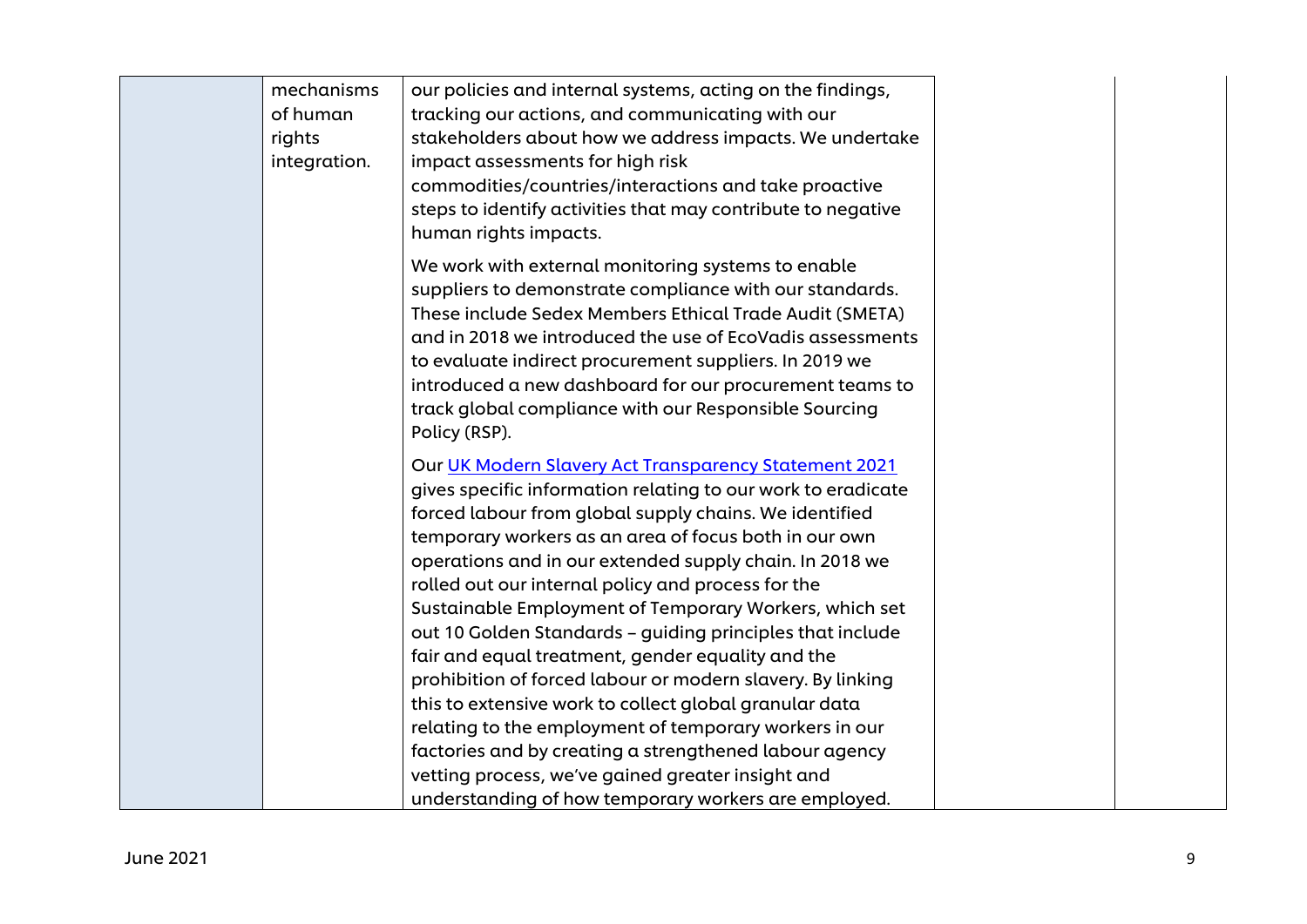| | | | | |
|---|---|---|---|---|
| | mechanisms of human rights integration. | our policies and internal systems, acting on the findings, tracking our actions, and communicating with our stakeholders about how we address impacts. We undertake impact assessments for high risk commodities/countries/interactions and take proactive steps to identify activities that may contribute to negative human rights impacts.<br><br>We work with external monitoring systems to enable suppliers to demonstrate compliance with our standards. These include Sedex Members Ethical Trade Audit (SMETA) and in 2018 we introduced the use of EcoVadis assessments to evaluate indirect procurement suppliers. In 2019 we introduced a new dashboard for our procurement teams to track global compliance with our Responsible Sourcing Policy (RSP).<br><br>Our [UK Modern Slavery Act Transparency Statement 2021] gives specific information relating to our work to eradicate forced labour from global supply chains. We identified temporary workers as an area of focus both in our own operations and in our extended supply chain. In 2018 we rolled out our internal policy and process for the Sustainable Employment of Temporary Workers, which set out 10 Golden Standards – guiding principles that include fair and equal treatment, gender equality and the prohibition of forced labour or modern slavery. By linking this to extensive work to collect global granular data relating to the employment of temporary workers in our factories and by creating a strengthened labour agency vetting process, we've gained greater insight and understanding of how temporary workers are employed. | | |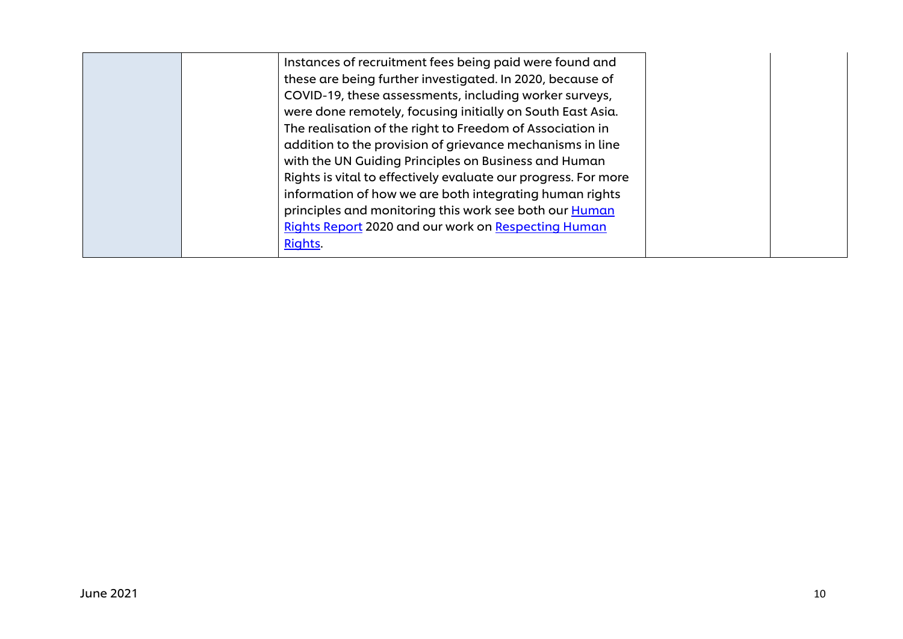| | | | | |
|---|---|---|---|---|
| | | Instances of recruitment fees being paid were found and these are being further investigated. In 2020, because of COVID-19, these assessments, including worker surveys, were done remotely, focusing initially on South East Asia. The realisation of the right to Freedom of Association in addition to the provision of grievance mechanisms in line with the UN Guiding Principles on Business and Human Rights is vital to effectively evaluate our progress. For more information of how we are both integrating human rights principles and monitoring this work see both our [Human Rights Report](#) 2020 and our work on [Respecting Human Rights](#). | | |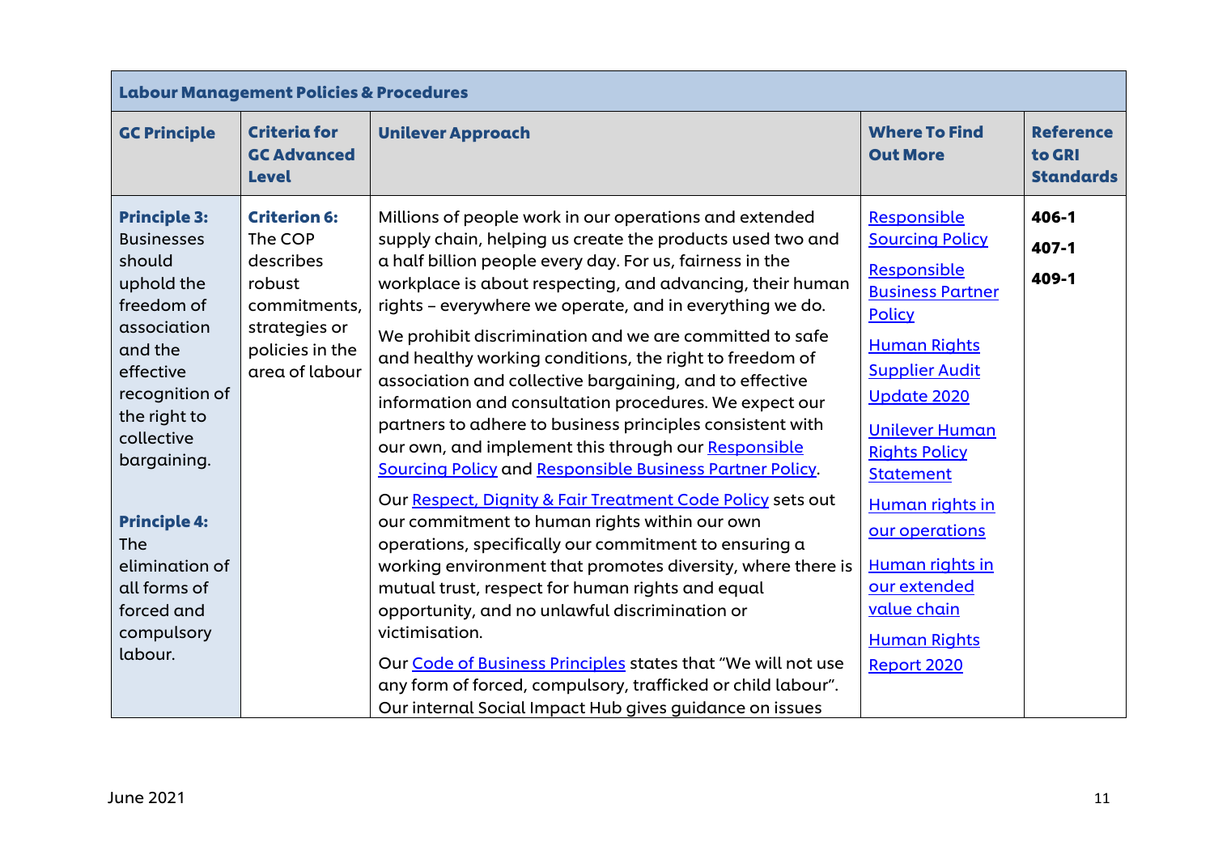| Labour Management Policies & Procedures | | | | |
|---|---|---|---|---|
| **GC Principle** | **Criteria for GC Advanced Level** | **Unilever Approach** | **Where To Find Out More** | **Reference to GRI Standards** |
| **Principle 3:** Businesses should uphold the freedom of association and the effective recognition of the right to collective bargaining.<br><br>**Principle 4:** The elimination of all forms of forced and compulsory labour. | **Criterion 6:** The COP describes robust commitments, strategies or policies in the area of labour | Millions of people work in our operations and extended supply chain, helping us create the products used two and a half billion people every day. For us, fairness in the workplace is about respecting, and advancing, their human rights – everywhere we operate, and in everything we do.<br><br>We prohibit discrimination and we are committed to safe and healthy working conditions, the right to freedom of association and collective bargaining, and to effective information and consultation procedures. We expect our partners to adhere to business principles consistent with our own, and implement this through our Responsible Sourcing Policy and Responsible Business Partner Policy.<br><br>Our Respect, Dignity & Fair Treatment Code Policy sets out our commitment to human rights within our own operations, specifically our commitment to ensuring a working environment that promotes diversity, where there is mutual trust, respect for human rights and equal opportunity, and no unlawful discrimination or victimisation.<br><br>Our Code of Business Principles states that "We will not use any form of forced, compulsory, trafficked or child labour". Our internal Social Impact Hub gives guidance on issues | Responsible Sourcing Policy<br><br>Responsible Business Partner Policy<br><br>Human Rights Supplier Audit Update 2020<br><br>Unilever Human Rights Policy Statement<br><br>Human rights in our operations<br><br>Human rights in our extended value chain<br><br>Human Rights Report 2020 | **406-1**<br><br>**407-1**<br><br>**409-1** |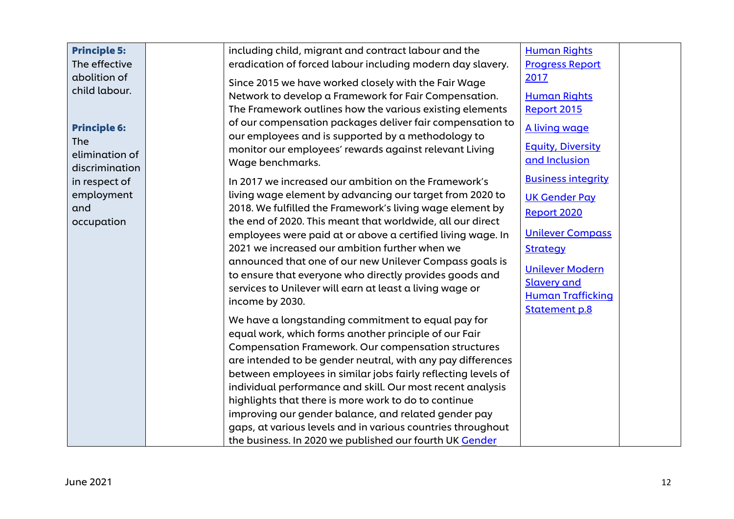| | | | | |
|---|---|---|---|---|
| **Principle 5:** The effective abolition of child labour.<br><br>**Principle 6:** The elimination of discrimination in respect of employment and occupation | | including child, migrant and contract labour and the eradication of forced labour including modern day slavery.<br><br>Since 2015 we have worked closely with the Fair Wage Network to develop a Framework for Fair Compensation. The Framework outlines how the various existing elements of our compensation packages deliver fair compensation to our employees and is supported by a methodology to monitor our employees' rewards against relevant Living Wage benchmarks.<br><br>In 2017 we increased our ambition on the Framework's living wage element by advancing our target from 2020 to 2018. We fulfilled the Framework's living wage element by the end of 2020. This meant that worldwide, all our direct employees were paid at or above a certified living wage. In 2021 we increased our ambition further when we announced that one of our new Unilever Compass goals is to ensure that everyone who directly provides goods and services to Unilever will earn at least a living wage or income by 2030.<br><br>We have a longstanding commitment to equal pay for equal work, which forms another principle of our Fair Compensation Framework. Our compensation structures are intended to be gender neutral, with any pay differences between employees in similar jobs fairly reflecting levels of individual performance and skill. Our most recent analysis highlights that there is more work to do to continue improving our gender balance, and related gender pay gaps, at various levels and in various countries throughout the business. In 2020 we published our fourth UK Gender | Human Rights Progress Report 2017<br><br>Human Rights Report 2015<br><br>A living wage<br><br>Equity, Diversity and Inclusion<br><br>Business integrity<br><br>UK Gender Pay Report 2020<br><br>Unilever Compass Strategy<br><br>Unilever Modern Slavery and Human Trafficking Statement p.8 | |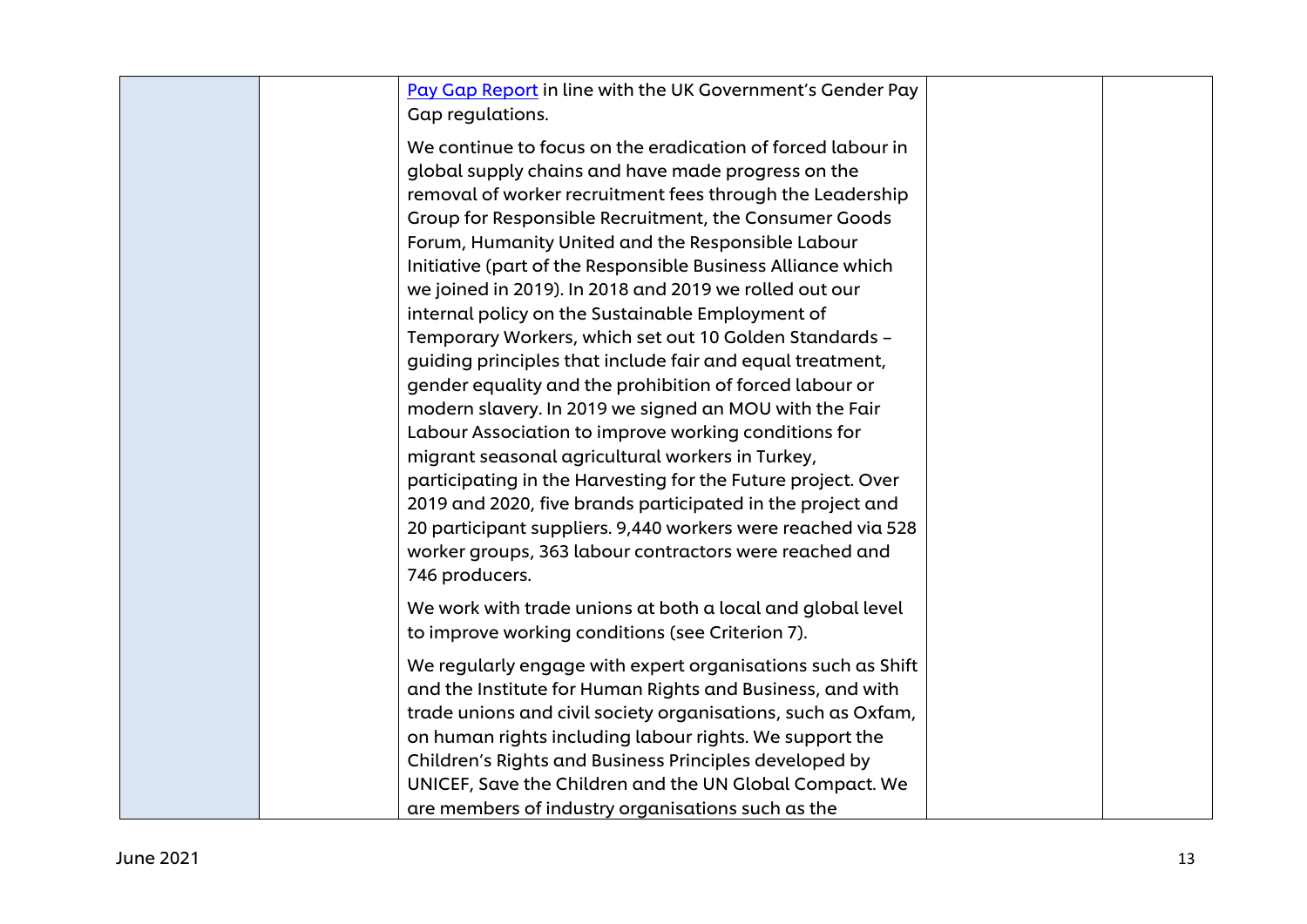| | | Pay Gap Report in line with the UK Government's Gender Pay Gap regulations.<br><br>We continue to focus on the eradication of forced labour in global supply chains and have made progress on the removal of worker recruitment fees through the Leadership Group for Responsible Recruitment, the Consumer Goods Forum, Humanity United and the Responsible Labour Initiative (part of the Responsible Business Alliance which we joined in 2019). In 2018 and 2019 we rolled out our internal policy on the Sustainable Employment of Temporary Workers, which set out 10 Golden Standards – guiding principles that include fair and equal treatment, gender equality and the prohibition of forced labour or modern slavery. In 2019 we signed an MOU with the Fair Labour Association to improve working conditions for migrant seasonal agricultural workers in Turkey, participating in the Harvesting for the Future project. Over 2019 and 2020, five brands participated in the project and 20 participant suppliers. 9,440 workers were reached via 528 worker groups, 363 labour contractors were reached and 746 producers.<br><br>We work with trade unions at both a local and global level to improve working conditions (see Criterion 7).<br><br>We regularly engage with expert organisations such as Shift and the Institute for Human Rights and Business, and with trade unions and civil society organisations, such as Oxfam, on human rights including labour rights. We support the Children's Rights and Business Principles developed by UNICEF, Save the Children and the UN Global Compact. We are members of industry organisations such as the | | |
|---|---|---|---|---|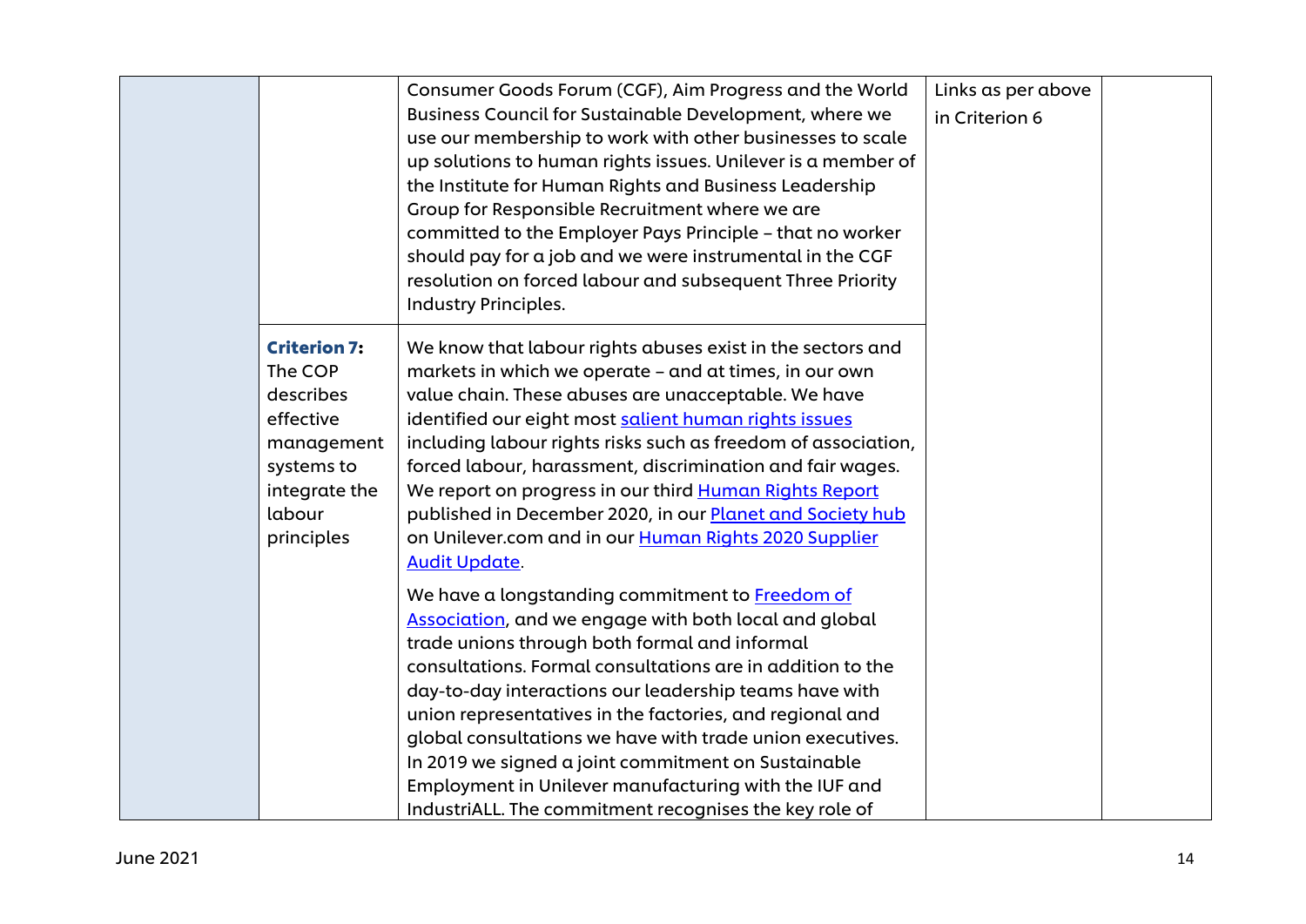| | | | | |
|---|---|---|---|---|
| | | Consumer Goods Forum (CGF), Aim Progress and the World Business Council for Sustainable Development, where we use our membership to work with other businesses to scale up solutions to human rights issues. Unilever is a member of the Institute for Human Rights and Business Leadership Group for Responsible Recruitment where we are committed to the Employer Pays Principle – that no worker should pay for a job and we were instrumental in the CGF resolution on forced labour and subsequent Three Priority Industry Principles. | Links as per above in Criterion 6 | |
| | **Criterion 7:** The COP describes effective management systems to integrate the labour principles | We know that labour rights abuses exist in the sectors and markets in which we operate – and at times, in our own value chain. These abuses are unacceptable. We have identified our eight most salient human rights issues including labour rights risks such as freedom of association, forced labour, harassment, discrimination and fair wages. We report on progress in our third Human Rights Report published in December 2020, in our Planet and Society hub on Unilever.com and in our Human Rights 2020 Supplier Audit Update.<br><br>We have a longstanding commitment to Freedom of Association, and we engage with both local and global trade unions through both formal and informal consultations. Formal consultations are in addition to the day-to-day interactions our leadership teams have with union representatives in the factories, and regional and global consultations we have with trade union executives. In 2019 we signed a joint commitment on Sustainable Employment in Unilever manufacturing with the IUF and IndustriALL. The commitment recognises the key role of | | |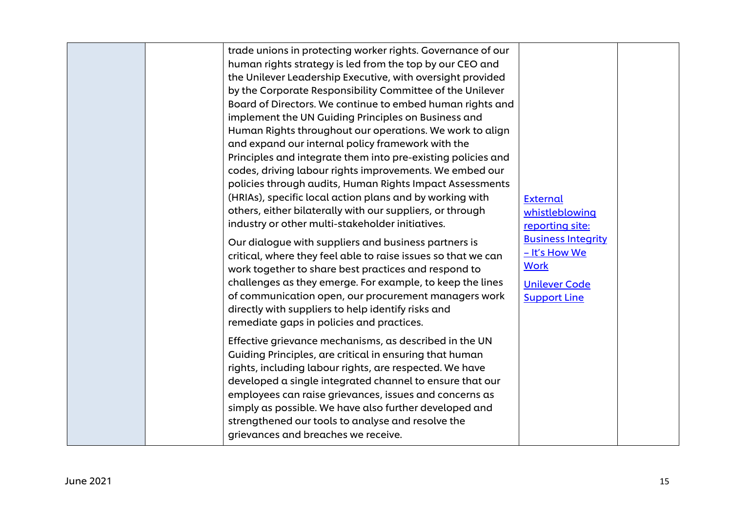| | | | | |
|---|---|---|---|---|
| | | trade unions in protecting worker rights. Governance of our human rights strategy is led from the top by our CEO and the Unilever Leadership Executive, with oversight provided by the Corporate Responsibility Committee of the Unilever Board of Directors. We continue to embed human rights and implement the UN Guiding Principles on Business and Human Rights throughout our operations. We work to align and expand our internal policy framework with the Principles and integrate them into pre-existing policies and codes, driving labour rights improvements. We embed our policies through audits, Human Rights Impact Assessments (HRIAs), specific local action plans and by working with others, either bilaterally with our suppliers, or through industry or other multi-stakeholder initiatives.<br><br>Our dialogue with suppliers and business partners is critical, where they feel able to raise issues so that we can work together to share best practices and respond to challenges as they emerge. For example, to keep the lines of communication open, our procurement managers work directly with suppliers to help identify risks and remediate gaps in policies and practices.<br><br>Effective grievance mechanisms, as described in the UN Guiding Principles, are critical in ensuring that human rights, including labour rights, are respected. We have developed a single integrated channel to ensure that our employees can raise grievances, issues and concerns as simply as possible. We have also further developed and strengthened our tools to analyse and resolve the grievances and breaches we receive. | External whistleblowing reporting site: Business Integrity – It's How We Work<br><br>Unilever Code Support Line | |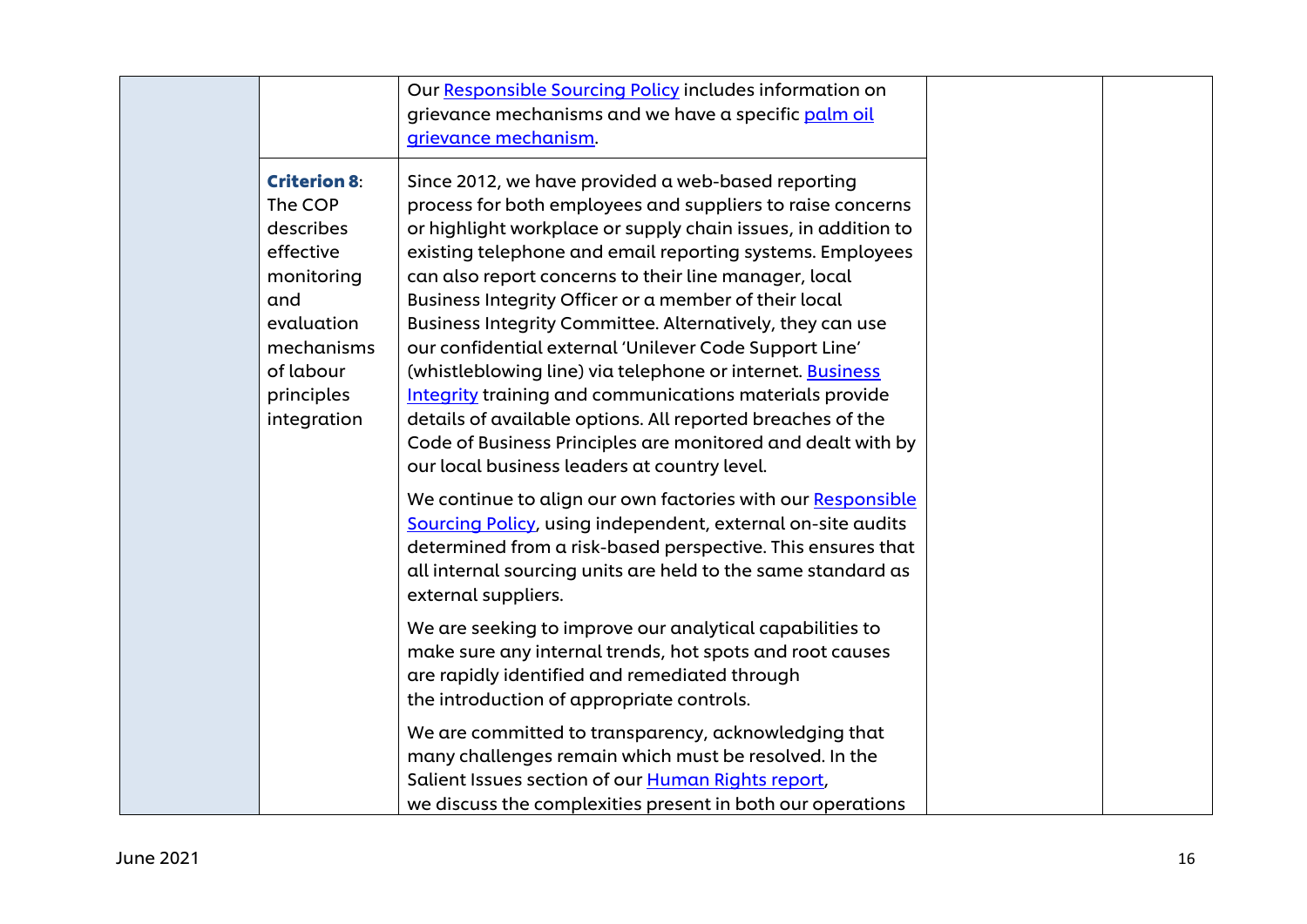| | | | | |
|---|---|---|---|---|
| | | Our Responsible Sourcing Policy includes information on grievance mechanisms and we have a specific palm oil grievance mechanism. | | |
| | **Criterion 8**: The COP describes effective monitoring and evaluation mechanisms of labour principles integration | Since 2012, we have provided a web-based reporting process for both employees and suppliers to raise concerns or highlight workplace or supply chain issues, in addition to existing telephone and email reporting systems. Employees can also report concerns to their line manager, local Business Integrity Officer or a member of their local Business Integrity Committee. Alternatively, they can use our confidential external 'Unilever Code Support Line' (whistleblowing line) via telephone or internet. Business Integrity training and communications materials provide details of available options. All reported breaches of the Code of Business Principles are monitored and dealt with by our local business leaders at country level.<br><br>We continue to align our own factories with our Responsible Sourcing Policy, using independent, external on-site audits determined from a risk-based perspective. This ensures that all internal sourcing units are held to the same standard as external suppliers.<br><br>We are seeking to improve our analytical capabilities to make sure any internal trends, hot spots and root causes are rapidly identified and remediated through the introduction of appropriate controls.<br><br>We are committed to transparency, acknowledging that many challenges remain which must be resolved. In the Salient Issues section of our Human Rights report, we discuss the complexities present in both our operations | | |

June 2021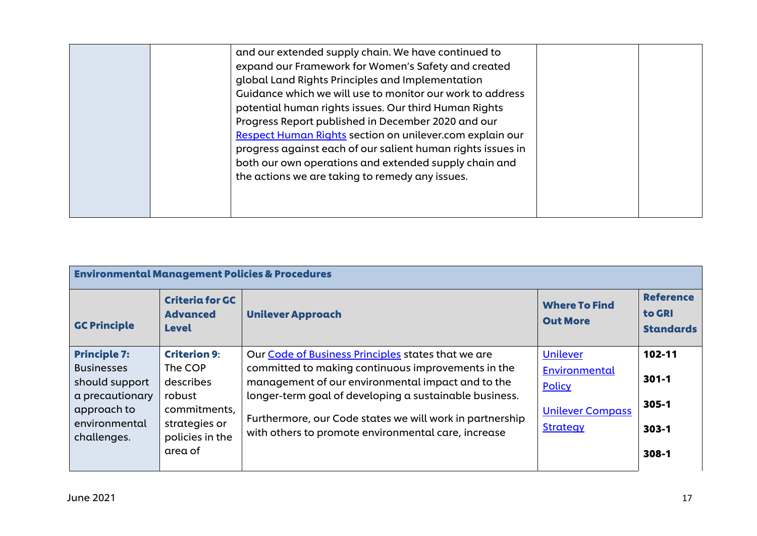| | | | | |
|---|---|---|---|---|
| | | and our extended supply chain. We have continued to expand our Framework for Women's Safety and created global Land Rights Principles and Implementation Guidance which we will use to monitor our work to address potential human rights issues. Our third Human Rights Progress Report published in December 2020 and our [Respect Human Rights](#) section on unilever.com explain our progress against each of our salient human rights issues in both our own operations and extended supply chain and the actions we are taking to remedy any issues. | | |

| **Environmental Management Policies & Procedures** | | | | |
|---|---|---|---|---|
| **GC Principle** | **Criteria for GC Advanced Level** | **Unilever Approach** | **Where To Find Out More** | **Reference to GRI Standards** |
| **Principle 7:** Businesses should support a precautionary approach to environmental challenges. | **Criterion 9**: The COP describes robust commitments, strategies or policies in the area of | Our [Code of Business Principles](#) states that we are committed to making continuous improvements in the management of our environmental impact and to the longer-term goal of developing a sustainable business.<br><br>Furthermore, our Code states we will work in partnership with others to promote environmental care, increase | [Unilever Environmental Policy](#)<br><br>[Unilever Compass Strategy](#) | **102-11**<br><br>**301-1**<br><br>**305-1**<br><br>**303-1**<br><br>**308-1** |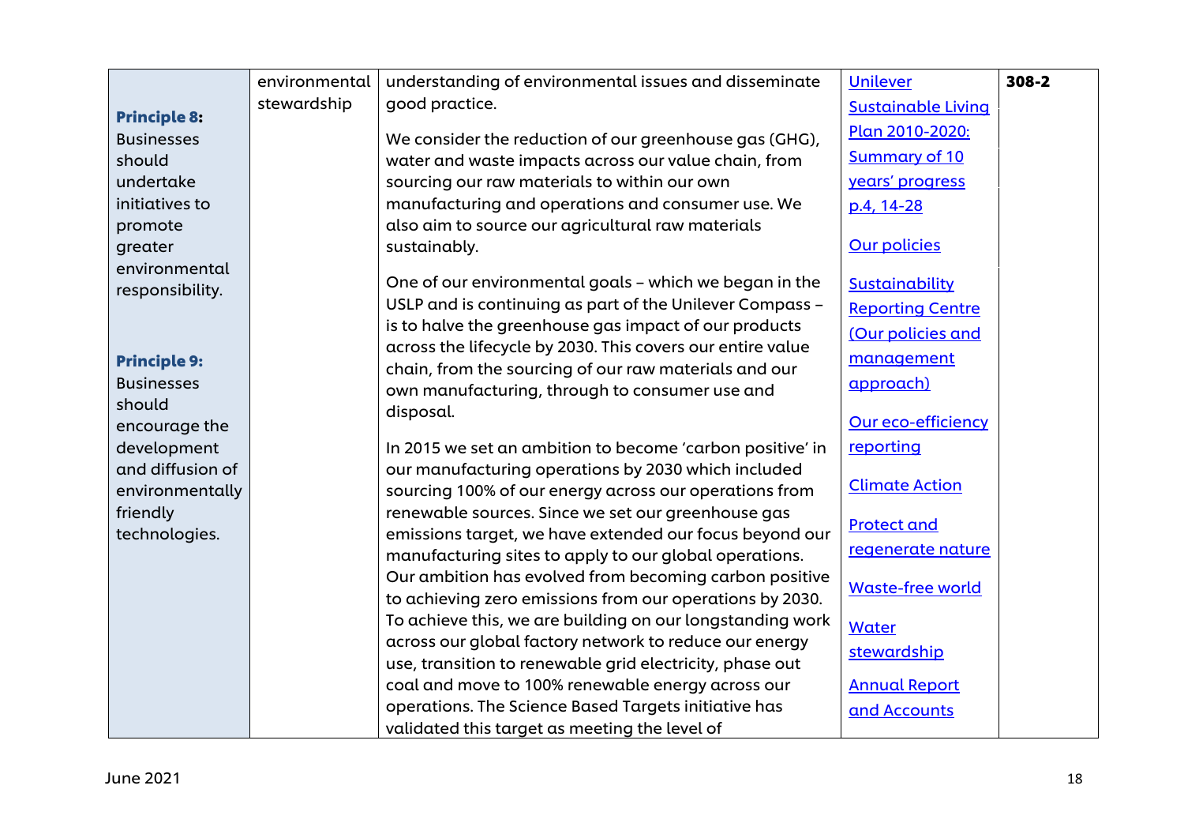| | | | | |
|---|---|---|---|---|
| **Principle 8:** Businesses should undertake initiatives to promote greater environmental responsibility.<br><br>**Principle 9:** Businesses should encourage the development and diffusion of environmentally friendly technologies. | environmental stewardship | understanding of environmental issues and disseminate good practice.<br><br>We consider the reduction of our greenhouse gas (GHG), water and waste impacts across our value chain, from sourcing our raw materials to within our own manufacturing and operations and consumer use. We also aim to source our agricultural raw materials sustainably.<br><br>One of our environmental goals – which we began in the USLP and is continuing as part of the Unilever Compass – is to halve the greenhouse gas impact of our products across the lifecycle by 2030. This covers our entire value chain, from the sourcing of our raw materials and our own manufacturing, through to consumer use and disposal.<br><br>In 2015 we set an ambition to become 'carbon positive' in our manufacturing operations by 2030 which included sourcing 100% of our energy across our operations from renewable sources. Since we set our greenhouse gas emissions target, we have extended our focus beyond our manufacturing sites to apply to our global operations. Our ambition has evolved from becoming carbon positive to achieving zero emissions from our operations by 2030. To achieve this, we are building on our longstanding work across our global factory network to reduce our energy use, transition to renewable grid electricity, phase out coal and move to 100% renewable energy across our operations. The Science Based Targets initiative has validated this target as meeting the level of | Unilever Sustainable Living Plan 2010-2020: Summary of 10 years' progress p.4, 14-28<br><br>Our policies<br><br>Sustainability Reporting Centre (Our policies and management approach)<br><br>Our eco-efficiency reporting<br><br>Climate Action<br><br>Protect and regenerate nature<br><br>Waste-free world<br><br>Water stewardship<br><br>Annual Report and Accounts | **308-2** |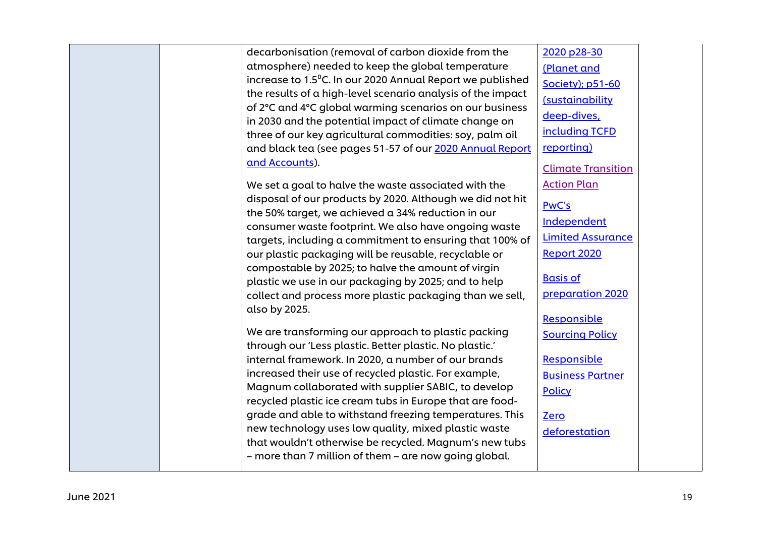| | | | | |
|---|---|---|---|---|
| | | decarbonisation (removal of carbon dioxide from the atmosphere) needed to keep the global temperature increase to 1.5⁰C. In our 2020 Annual Report we published the results of a high-level scenario analysis of the impact of 2°C and 4°C global warming scenarios on our business in 2030 and the potential impact of climate change on three of our key agricultural commodities: soy, palm oil and black tea (see pages 51-57 of our [2020 Annual Report and Accounts]).<br><br>We set a goal to halve the waste associated with the disposal of our products by 2020. Although we did not hit the 50% target, we achieved a 34% reduction in our consumer waste footprint. We also have ongoing waste targets, including a commitment to ensuring that 100% of our plastic packaging will be reusable, recyclable or compostable by 2025; to halve the amount of virgin plastic we use in our packaging by 2025; and to help collect and process more plastic packaging than we sell, also by 2025.<br><br>We are transforming our approach to plastic packing through our 'Less plastic. Better plastic. No plastic.' internal framework. In 2020, a number of our brands increased their use of recycled plastic. For example, Magnum collaborated with supplier SABIC, to develop recycled plastic ice cream tubs in Europe that are food-grade and able to withstand freezing temperatures. This new technology uses low quality, mixed plastic waste that wouldn't otherwise be recycled. Magnum's new tubs – more than 7 million of them – are now going global. | 2020 p28-30 (Planet and Society); p51-60 (sustainability deep-dives, including TCFD reporting)<br><br>Climate Transition Action Plan<br><br>PwC's Independent Limited Assurance Report 2020<br><br>Basis of preparation 2020<br><br>Responsible Sourcing Policy<br><br>Responsible Business Partner Policy<br><br>Zero deforestation | |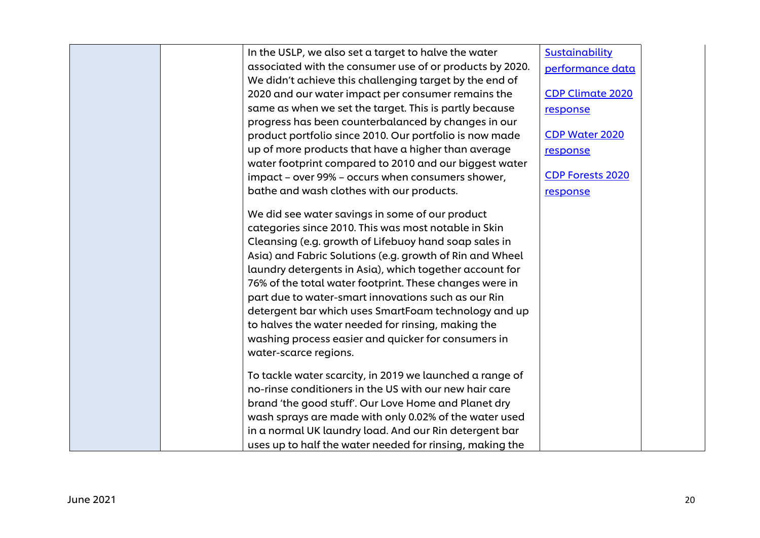| | | | | |
|---|---|---|---|---|
| | | In the USLP, we also set a target to halve the water associated with the consumer use of or products by 2020. We didn't achieve this challenging target by the end of 2020 and our water impact per consumer remains the same as when we set the target. This is partly because progress has been counterbalanced by changes in our product portfolio since 2010. Our portfolio is now made up of more products that have a higher than average water footprint compared to 2010 and our biggest water impact – over 99% – occurs when consumers shower, bathe and wash clothes with our products.<br><br>We did see water savings in some of our product categories since 2010. This was most notable in Skin Cleansing (e.g. growth of Lifebuoy hand soap sales in Asia) and Fabric Solutions (e.g. growth of Rin and Wheel laundry detergents in Asia), which together account for 76% of the total water footprint. These changes were in part due to water-smart innovations such as our Rin detergent bar which uses SmartFoam technology and up to halves the water needed for rinsing, making the washing process easier and quicker for consumers in water-scarce regions.<br><br>To tackle water scarcity, in 2019 we launched a range of no-rinse conditioners in the US with our new hair care brand 'the good stuff'. Our Love Home and Planet dry wash sprays are made with only 0.02% of the water used in a normal UK laundry load. And our Rin detergent bar uses up to half the water needed for rinsing, making the | Sustainability performance data<br><br>CDP Climate 2020 response<br><br>CDP Water 2020 response<br><br>CDP Forests 2020 response | |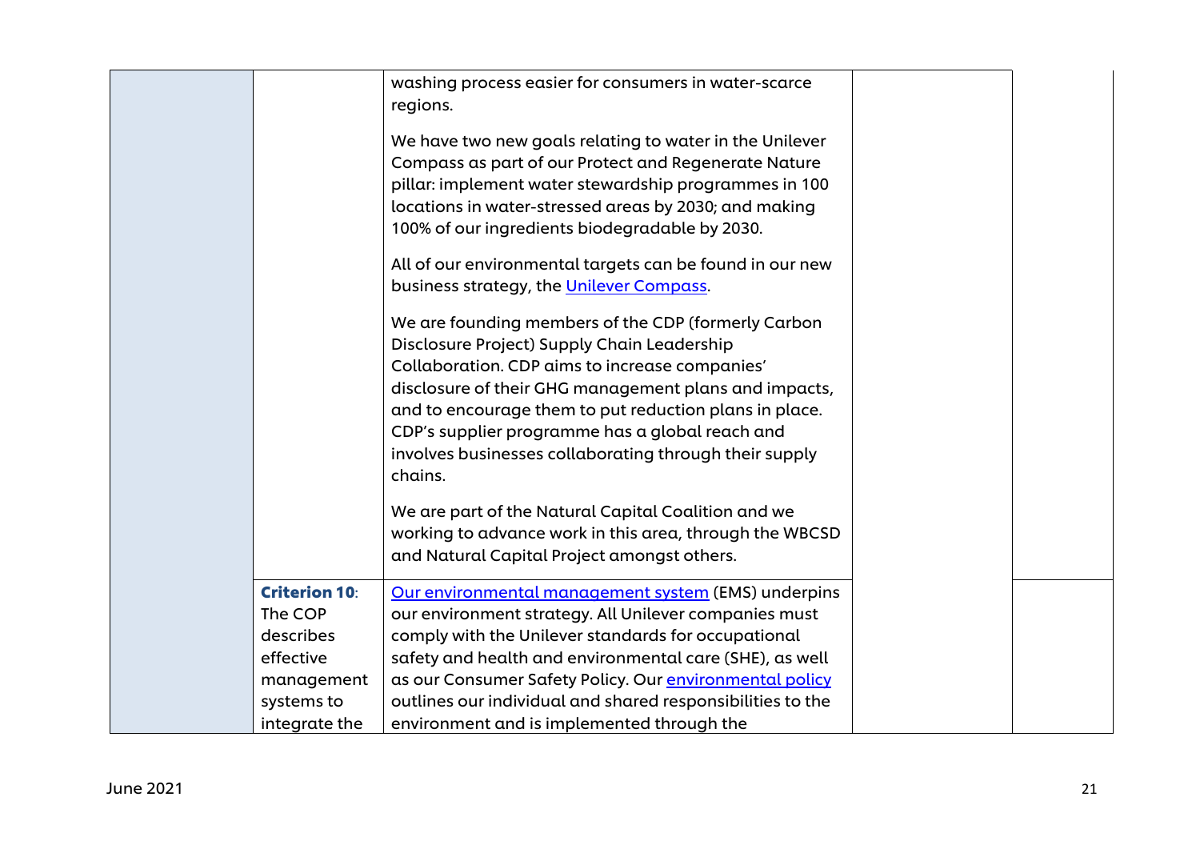| | | | | |
|---|---|---|---|---|
| | | washing process easier for consumers in water-scarce regions.<br><br>We have two new goals relating to water in the Unilever Compass as part of our Protect and Regenerate Nature pillar: implement water stewardship programmes in 100 locations in water-stressed areas by 2030; and making 100% of our ingredients biodegradable by 2030.<br><br>All of our environmental targets can be found in our new business strategy, the [Unilever Compass](#).<br><br>We are founding members of the CDP (formerly Carbon Disclosure Project) Supply Chain Leadership Collaboration. CDP aims to increase companies' disclosure of their GHG management plans and impacts, and to encourage them to put reduction plans in place. CDP's supplier programme has a global reach and involves businesses collaborating through their supply chains.<br><br>We are part of the Natural Capital Coalition and we working to advance work in this area, through the WBCSD and Natural Capital Project amongst others. | | |
| | **Criterion 10**: The COP describes effective management systems to integrate the | [Our environmental management system](#) (EMS) underpins our environment strategy. All Unilever companies must comply with the Unilever standards for occupational safety and health and environmental care (SHE), as well as our Consumer Safety Policy. Our [environmental policy](#) outlines our individual and shared responsibilities to the environment and is implemented through the | | |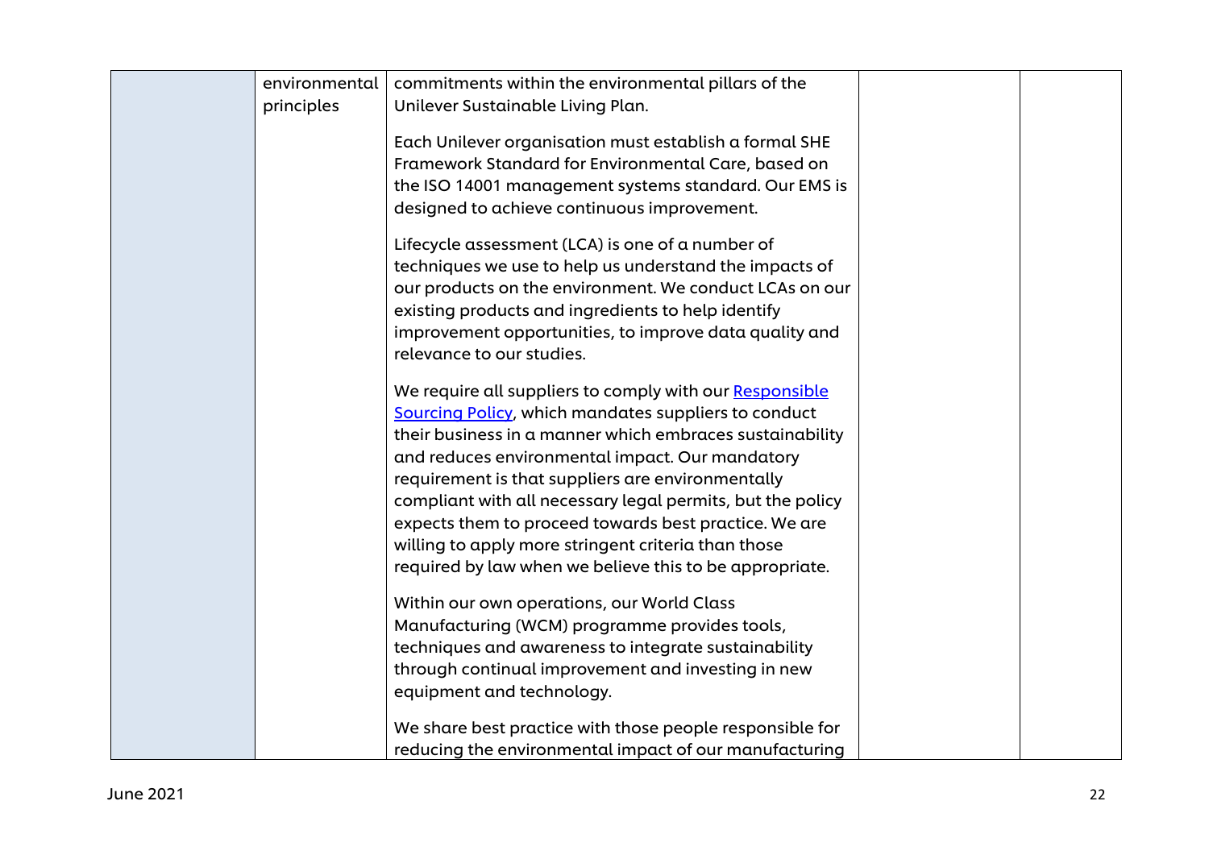| | | | | |
|---|---|---|---|---|
| | environmental principles | commitments within the environmental pillars of the Unilever Sustainable Living Plan.<br><br>Each Unilever organisation must establish a formal SHE Framework Standard for Environmental Care, based on the ISO 14001 management systems standard. Our EMS is designed to achieve continuous improvement.<br><br>Lifecycle assessment (LCA) is one of a number of techniques we use to help us understand the impacts of our products on the environment. We conduct LCAs on our existing products and ingredients to help identify improvement opportunities, to improve data quality and relevance to our studies.<br><br>We require all suppliers to comply with our [Responsible Sourcing Policy](), which mandates suppliers to conduct their business in a manner which embraces sustainability and reduces environmental impact. Our mandatory requirement is that suppliers are environmentally compliant with all necessary legal permits, but the policy expects them to proceed towards best practice. We are willing to apply more stringent criteria than those required by law when we believe this to be appropriate.<br><br>Within our own operations, our World Class Manufacturing (WCM) programme provides tools, techniques and awareness to integrate sustainability through continual improvement and investing in new equipment and technology.<br><br>We share best practice with those people responsible for reducing the environmental impact of our manufacturing | | |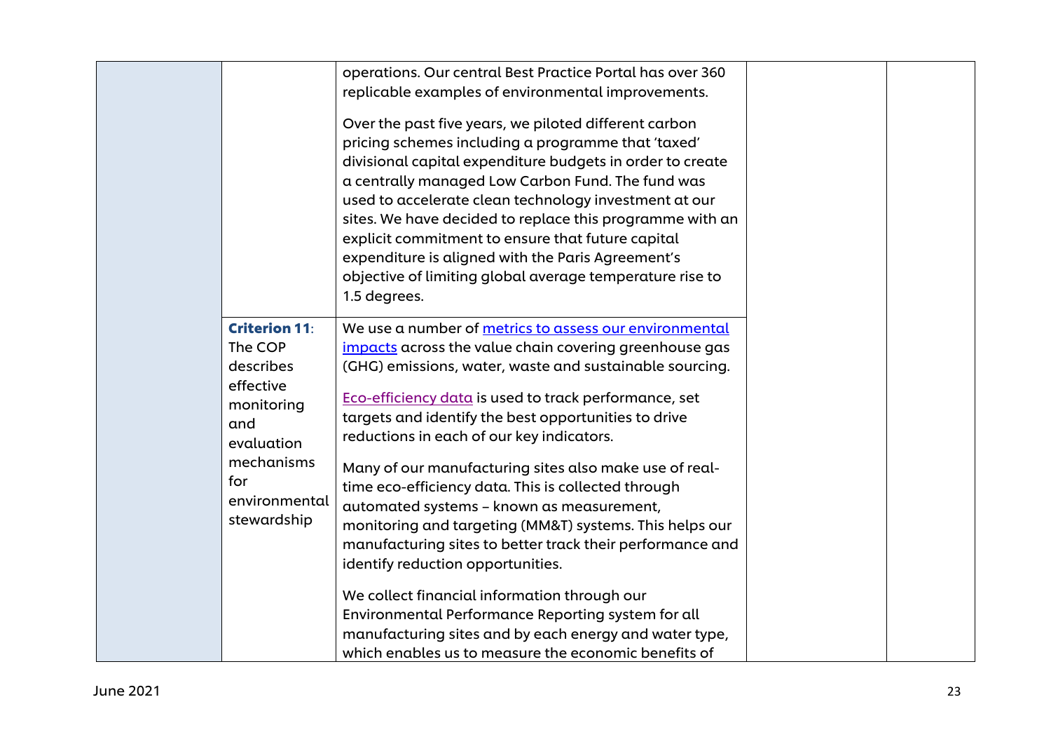| | | | | |
|---|---|---|---|---|
| | | operations. Our central Best Practice Portal has over 360 replicable examples of environmental improvements.<br><br>Over the past five years, we piloted different carbon pricing schemes including a programme that 'taxed' divisional capital expenditure budgets in order to create a centrally managed Low Carbon Fund. The fund was used to accelerate clean technology investment at our sites. We have decided to replace this programme with an explicit commitment to ensure that future capital expenditure is aligned with the Paris Agreement's objective of limiting global average temperature rise to 1.5 degrees. | | |
| | **Criterion 11**: The COP describes effective monitoring and evaluation mechanisms for environmental stewardship | We use a number of metrics to assess our environmental impacts across the value chain covering greenhouse gas (GHG) emissions, water, waste and sustainable sourcing.<br><br>Eco-efficiency data is used to track performance, set targets and identify the best opportunities to drive reductions in each of our key indicators.<br><br>Many of our manufacturing sites also make use of real-time eco-efficiency data. This is collected through automated systems – known as measurement, monitoring and targeting (MM&T) systems. This helps our manufacturing sites to better track their performance and identify reduction opportunities.<br><br>We collect financial information through our Environmental Performance Reporting system for all manufacturing sites and by each energy and water type, which enables us to measure the economic benefits of | | |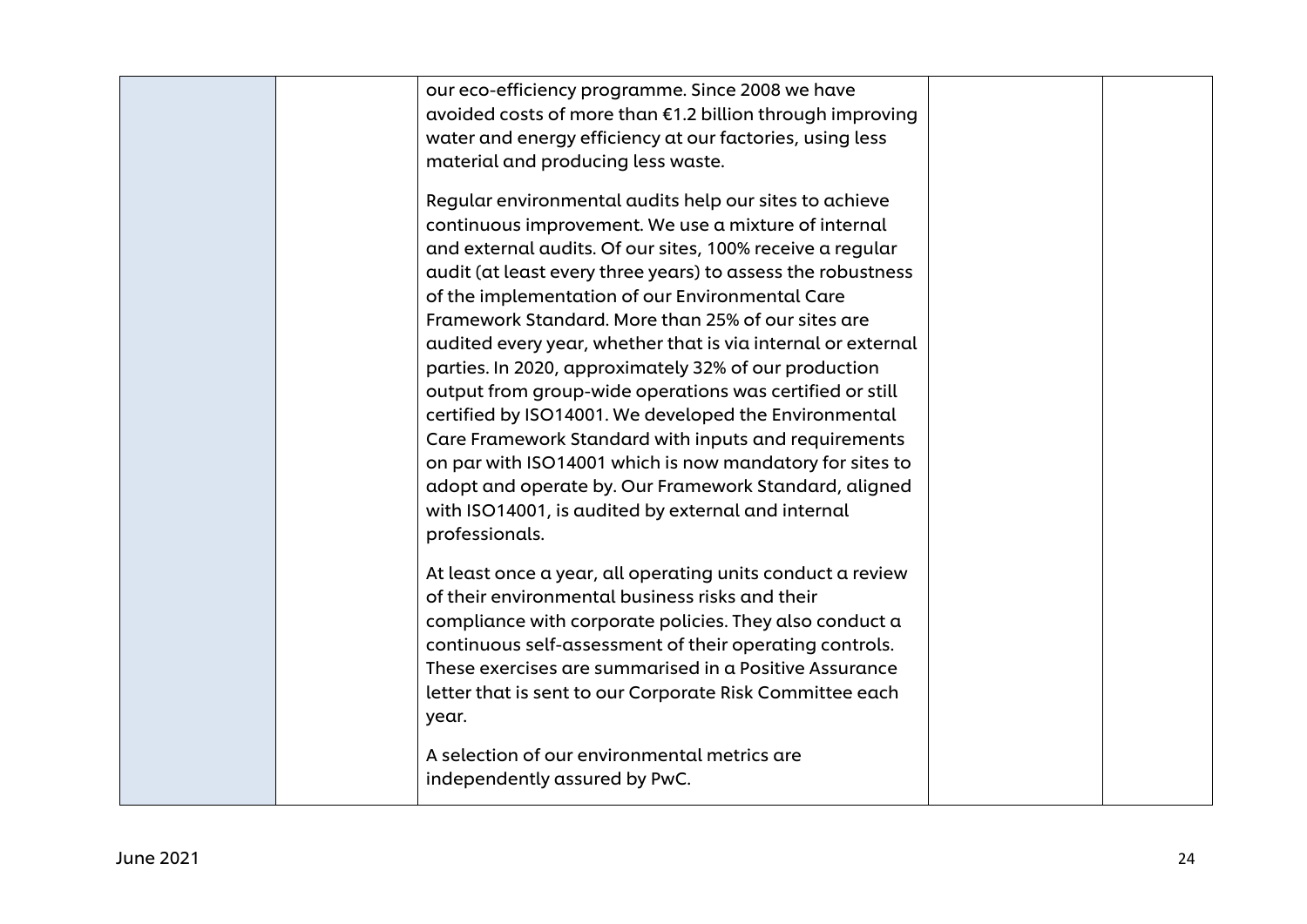| | | | | |
|---|---|---|---|---|
| | | our eco-efficiency programme. Since 2008 we have avoided costs of more than €1.2 billion through improving water and energy efficiency at our factories, using less material and producing less waste.<br><br>Regular environmental audits help our sites to achieve continuous improvement. We use a mixture of internal and external audits. Of our sites, 100% receive a regular audit (at least every three years) to assess the robustness of the implementation of our Environmental Care Framework Standard. More than 25% of our sites are audited every year, whether that is via internal or external parties. In 2020, approximately 32% of our production output from group-wide operations was certified or still certified by ISO14001. We developed the Environmental Care Framework Standard with inputs and requirements on par with ISO14001 which is now mandatory for sites to adopt and operate by. Our Framework Standard, aligned with ISO14001, is audited by external and internal professionals.<br><br>At least once a year, all operating units conduct a review of their environmental business risks and their compliance with corporate policies. They also conduct a continuous self-assessment of their operating controls. These exercises are summarised in a Positive Assurance letter that is sent to our Corporate Risk Committee each year.<br><br>A selection of our environmental metrics are independently assured by PwC. | | |

June 2021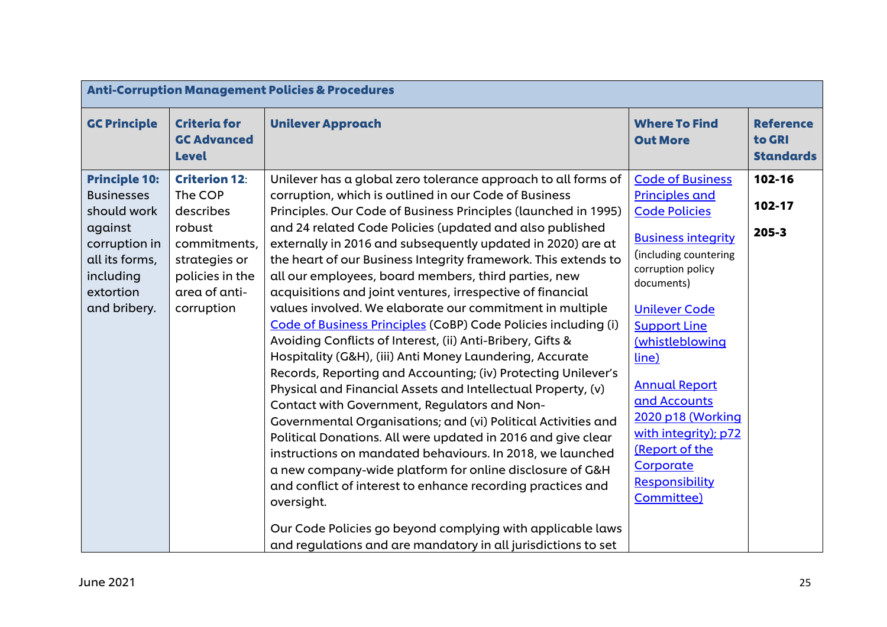| Anti-Corruption Management Policies & Procedures | | | | |
|---|---|---|---|---|
| **GC Principle** | **Criteria for GC Advanced Level** | **Unilever Approach** | **Where To Find Out More** | **Reference to GRI Standards** |
| **Principle 10:** Businesses should work against corruption in all its forms, including extortion and bribery. | **Criterion 12**: The COP describes robust commitments, strategies or policies in the area of anti-corruption | Unilever has a global zero tolerance approach to all forms of corruption, which is outlined in our Code of Business Principles. Our Code of Business Principles (launched in 1995) and 24 related Code Policies (updated and also published externally in 2016 and subsequently updated in 2020) are at the heart of our Business Integrity framework. This extends to all our employees, board members, third parties, new acquisitions and joint ventures, irrespective of financial values involved. We elaborate our commitment in multiple Code of Business Principles (CoBP) Code Policies including (i) Avoiding Conflicts of Interest, (ii) Anti-Bribery, Gifts & Hospitality (G&H), (iii) Anti Money Laundering, Accurate Records, Reporting and Accounting; (iv) Protecting Unilever's Physical and Financial Assets and Intellectual Property, (v) Contact with Government, Regulators and Non-Governmental Organisations; and (vi) Political Activities and Political Donations. All were updated in 2016 and give clear instructions on mandated behaviours. In 2018, we launched a new company-wide platform for online disclosure of G&H and conflict of interest to enhance recording practices and oversight.<br><br>Our Code Policies go beyond complying with applicable laws and regulations and are mandatory in all jurisdictions to set | Code of Business Principles and Code Policies<br><br>Business integrity (including countering corruption policy documents)<br><br>Unilever Code Support Line (whistleblowing line)<br><br>Annual Report and Accounts 2020 p18 (Working with integrity); p72 (Report of the Corporate Responsibility Committee) | **102-16**<br><br>**102-17**<br><br>**205-3** |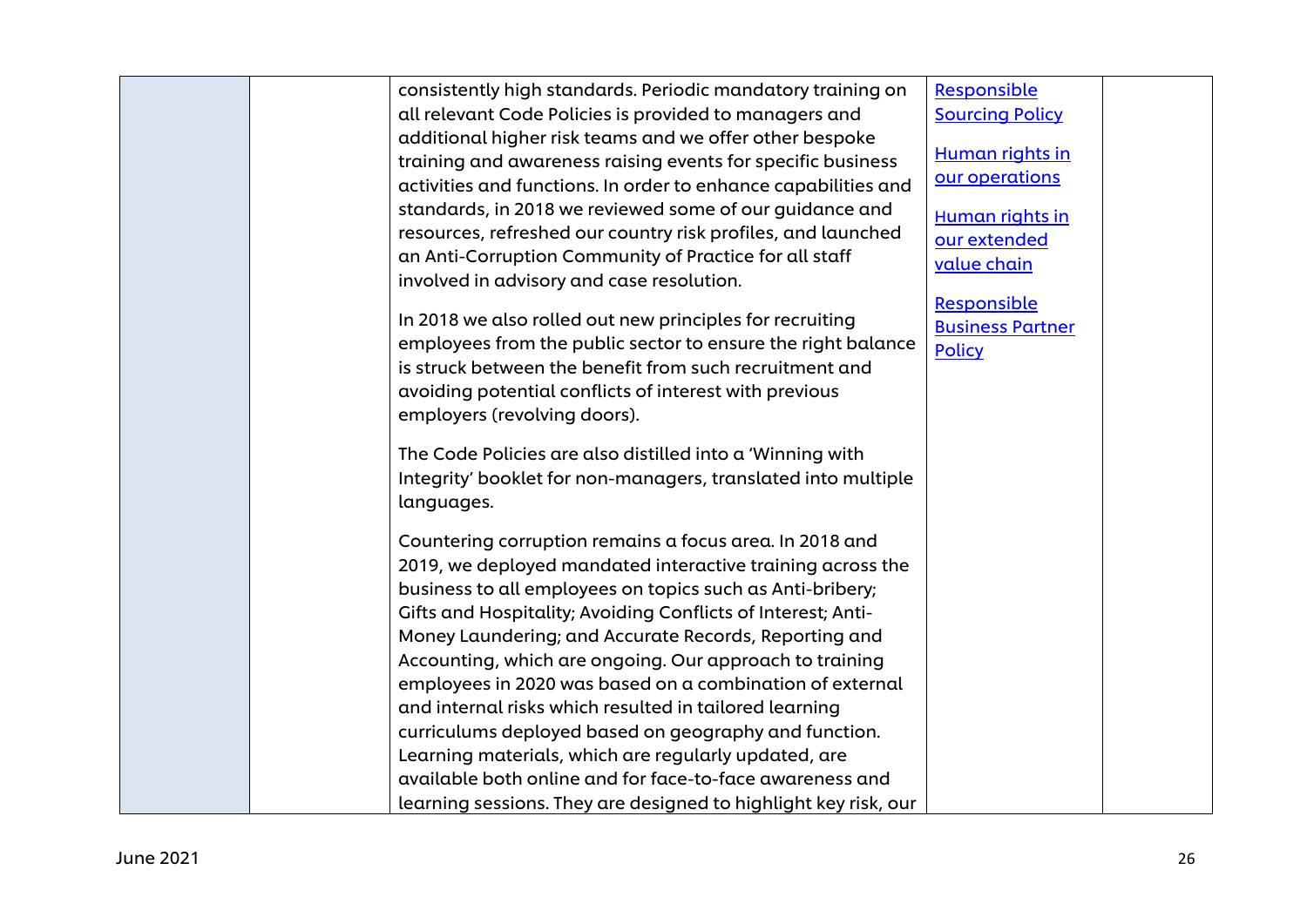| | | | | |
|---|---|---|---|---|
| | | consistently high standards. Periodic mandatory training on all relevant Code Policies is provided to managers and additional higher risk teams and we offer other bespoke training and awareness raising events for specific business activities and functions. In order to enhance capabilities and standards, in 2018 we reviewed some of our guidance and resources, refreshed our country risk profiles, and launched an Anti-Corruption Community of Practice for all staff involved in advisory and case resolution.<br><br>In 2018 we also rolled out new principles for recruiting employees from the public sector to ensure the right balance is struck between the benefit from such recruitment and avoiding potential conflicts of interest with previous employers (revolving doors).<br><br>The Code Policies are also distilled into a 'Winning with Integrity' booklet for non-managers, translated into multiple languages.<br><br>Countering corruption remains a focus area. In 2018 and 2019, we deployed mandated interactive training across the business to all employees on topics such as Anti-bribery; Gifts and Hospitality; Avoiding Conflicts of Interest; Anti-Money Laundering; and Accurate Records, Reporting and Accounting, which are ongoing. Our approach to training employees in 2020 was based on a combination of external and internal risks which resulted in tailored learning curriculums deployed based on geography and function. Learning materials, which are regularly updated, are available both online and for face-to-face awareness and learning sessions. They are designed to highlight key risk, our | Responsible Sourcing Policy<br><br>Human rights in our operations<br><br>Human rights in our extended value chain<br><br>Responsible Business Partner Policy | |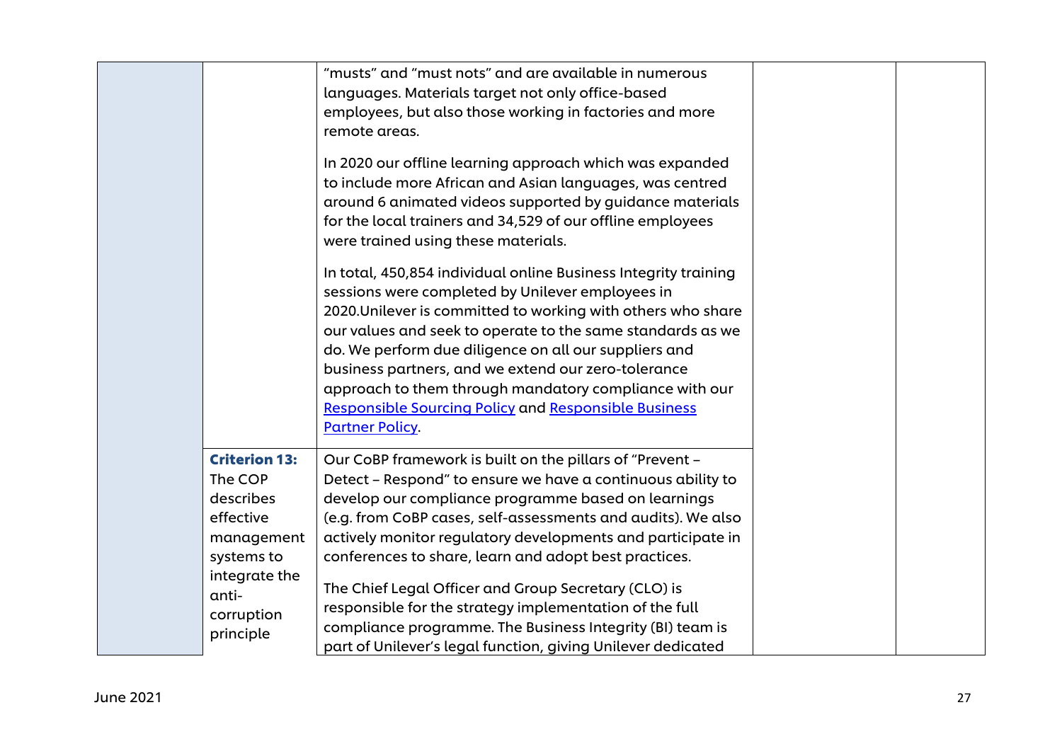| | | | | |
|---|---|---|---|---|
| | | "musts" and "must nots" and are available in numerous languages. Materials target not only office-based employees, but also those working in factories and more remote areas.<br><br>In 2020 our offline learning approach which was expanded to include more African and Asian languages, was centred around 6 animated videos supported by guidance materials for the local trainers and 34,529 of our offline employees were trained using these materials.<br><br>In total, 450,854 individual online Business Integrity training sessions were completed by Unilever employees in 2020.Unilever is committed to working with others who share our values and seek to operate to the same standards as we do. We perform due diligence on all our suppliers and business partners, and we extend our zero-tolerance approach to them through mandatory compliance with our [Responsible Sourcing Policy]() and [Responsible Business Partner Policy](). | | |
| | **Criterion 13:** The COP describes effective management systems to integrate the anti-corruption principle | Our CoBP framework is built on the pillars of "Prevent – Detect – Respond" to ensure we have a continuous ability to develop our compliance programme based on learnings (e.g. from CoBP cases, self-assessments and audits). We also actively monitor regulatory developments and participate in conferences to share, learn and adopt best practices.<br><br>The Chief Legal Officer and Group Secretary (CLO) is responsible for the strategy implementation of the full compliance programme. The Business Integrity (BI) team is part of Unilever's legal function, giving Unilever dedicated | | |

June 2021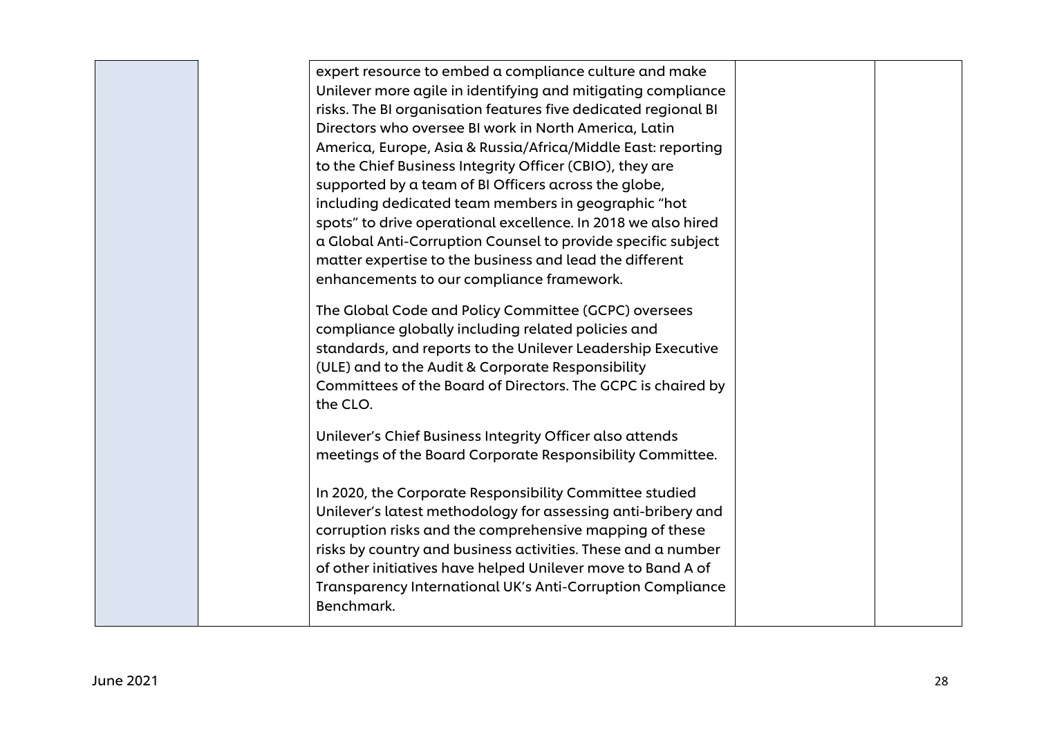| | | | | |
|---|---|---|---|---|
| | | expert resource to embed a compliance culture and make Unilever more agile in identifying and mitigating compliance risks. The BI organisation features five dedicated regional BI Directors who oversee BI work in North America, Latin America, Europe, Asia & Russia/Africa/Middle East: reporting to the Chief Business Integrity Officer (CBIO), they are supported by a team of BI Officers across the globe, including dedicated team members in geographic "hot spots" to drive operational excellence. In 2018 we also hired a Global Anti-Corruption Counsel to provide specific subject matter expertise to the business and lead the different enhancements to our compliance framework.<br><br>The Global Code and Policy Committee (GCPC) oversees compliance globally including related policies and standards, and reports to the Unilever Leadership Executive (ULE) and to the Audit & Corporate Responsibility Committees of the Board of Directors. The GCPC is chaired by the CLO.<br><br>Unilever's Chief Business Integrity Officer also attends meetings of the Board Corporate Responsibility Committee.<br><br>In 2020, the Corporate Responsibility Committee studied Unilever's latest methodology for assessing anti-bribery and corruption risks and the comprehensive mapping of these risks by country and business activities. These and a number of other initiatives have helped Unilever move to Band A of Transparency International UK's Anti-Corruption Compliance Benchmark. | | |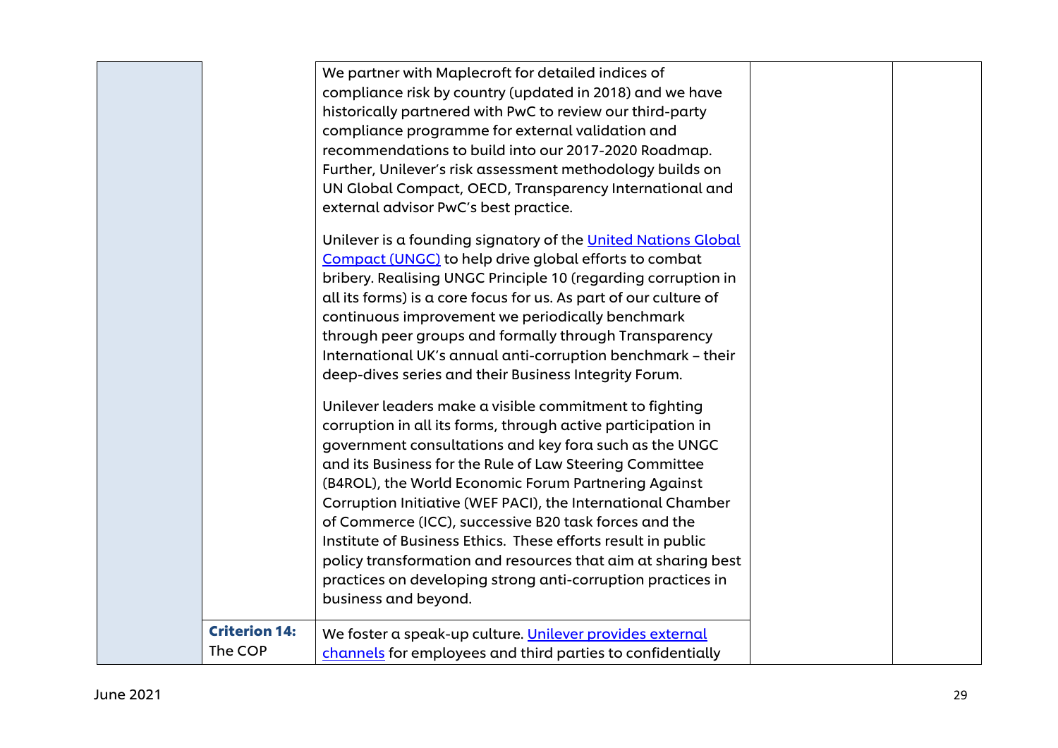| | | | | |
|---|---|---|---|---|
| | | We partner with Maplecroft for detailed indices of compliance risk by country (updated in 2018) and we have historically partnered with PwC to review our third-party compliance programme for external validation and recommendations to build into our 2017-2020 Roadmap. Further, Unilever's risk assessment methodology builds on UN Global Compact, OECD, Transparency International and external advisor PwC's best practice.<br><br>Unilever is a founding signatory of the [United Nations Global Compact (UNGC)]() to help drive global efforts to combat bribery. Realising UNGC Principle 10 (regarding corruption in all its forms) is a core focus for us. As part of our culture of continuous improvement we periodically benchmark through peer groups and formally through Transparency International UK's annual anti-corruption benchmark – their deep-dives series and their Business Integrity Forum.<br><br>Unilever leaders make a visible commitment to fighting corruption in all its forms, through active participation in government consultations and key fora such as the UNGC and its Business for the Rule of Law Steering Committee (B4ROL), the World Economic Forum Partnering Against Corruption Initiative (WEF PACI), the International Chamber of Commerce (ICC), successive B20 task forces and the Institute of Business Ethics. These efforts result in public policy transformation and resources that aim at sharing best practices on developing strong anti-corruption practices in business and beyond. | | |
| | **Criterion 14:** The COP | We foster a speak-up culture. [Unilever provides external channels]() for employees and third parties to confidentially | | |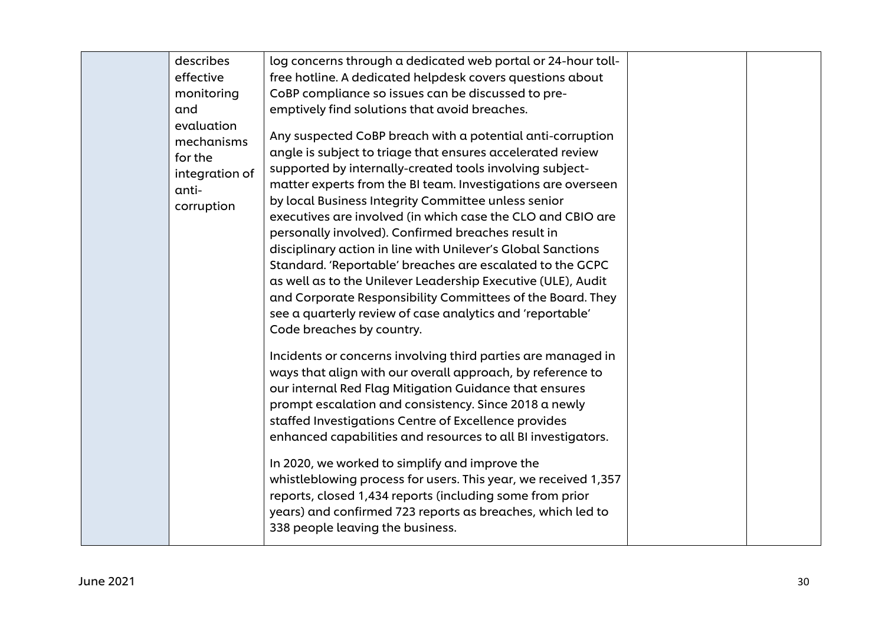|  |  |  |  |  |
|---|---|---|---|---|
|  | describes effective monitoring and evaluation mechanisms for the integration of anti-corruption | log concerns through a dedicated web portal or 24-hour toll-free hotline. A dedicated helpdesk covers questions about CoBP compliance so issues can be discussed to pre-emptively find solutions that avoid breaches.<br><br>Any suspected CoBP breach with a potential anti-corruption angle is subject to triage that ensures accelerated review supported by internally-created tools involving subject-matter experts from the BI team. Investigations are overseen by local Business Integrity Committee unless senior executives are involved (in which case the CLO and CBIO are personally involved). Confirmed breaches result in disciplinary action in line with Unilever's Global Sanctions Standard. 'Reportable' breaches are escalated to the GCPC as well as to the Unilever Leadership Executive (ULE), Audit and Corporate Responsibility Committees of the Board. They see a quarterly review of case analytics and 'reportable' Code breaches by country.<br><br>Incidents or concerns involving third parties are managed in ways that align with our overall approach, by reference to our internal Red Flag Mitigation Guidance that ensures prompt escalation and consistency. Since 2018 a newly staffed Investigations Centre of Excellence provides enhanced capabilities and resources to all BI investigators.<br><br>In 2020, we worked to simplify and improve the whistleblowing process for users. This year, we received 1,357 reports, closed 1,434 reports (including some from prior years) and confirmed 723 reports as breaches, which led to 338 people leaving the business. |  |  |

June 2021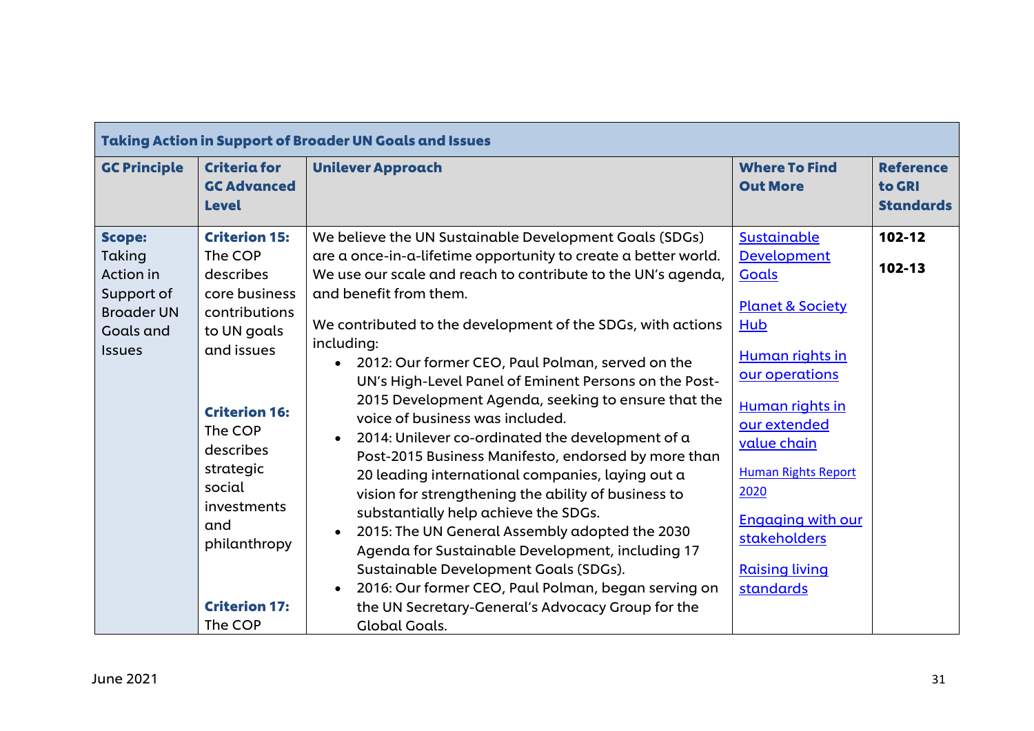| Taking Action in Support of Broader UN Goals and Issues | | | | |
|---|---|---|---|---|
| **GC Principle** | **Criteria for GC Advanced Level** | **Unilever Approach** | **Where To Find Out More** | **Reference to GRI Standards** |
| **Scope:** Taking Action in Support of Broader UN Goals and Issues | **Criterion 15:** The COP describes core business contributions to UN goals and issues<br><br>**Criterion 16:** The COP describes strategic social investments and philanthropy<br><br>**Criterion 17:** The COP | We believe the UN Sustainable Development Goals (SDGs) are a once-in-a-lifetime opportunity to create a better world. We use our scale and reach to contribute to the UN's agenda, and benefit from them.<br><br>We contributed to the development of the SDGs, with actions including:<br>• 2012: Our former CEO, Paul Polman, served on the UN's High-Level Panel of Eminent Persons on the Post-2015 Development Agenda, seeking to ensure that the voice of business was included.<br>• 2014: Unilever co-ordinated the development of a Post-2015 Business Manifesto, endorsed by more than 20 leading international companies, laying out a vision for strengthening the ability of business to substantially help achieve the SDGs.<br>• 2015: The UN General Assembly adopted the 2030 Agenda for Sustainable Development, including 17 Sustainable Development Goals (SDGs).<br>• 2016: Our former CEO, Paul Polman, began serving on the UN Secretary-General's Advocacy Group for the Global Goals. | Sustainable Development Goals<br><br>Planet & Society Hub<br><br>Human rights in our operations<br><br>Human rights in our extended value chain<br><br>Human Rights Report 2020<br><br>Engaging with our stakeholders<br><br>Raising living standards | **102-12**<br><br>**102-13** |

June 2021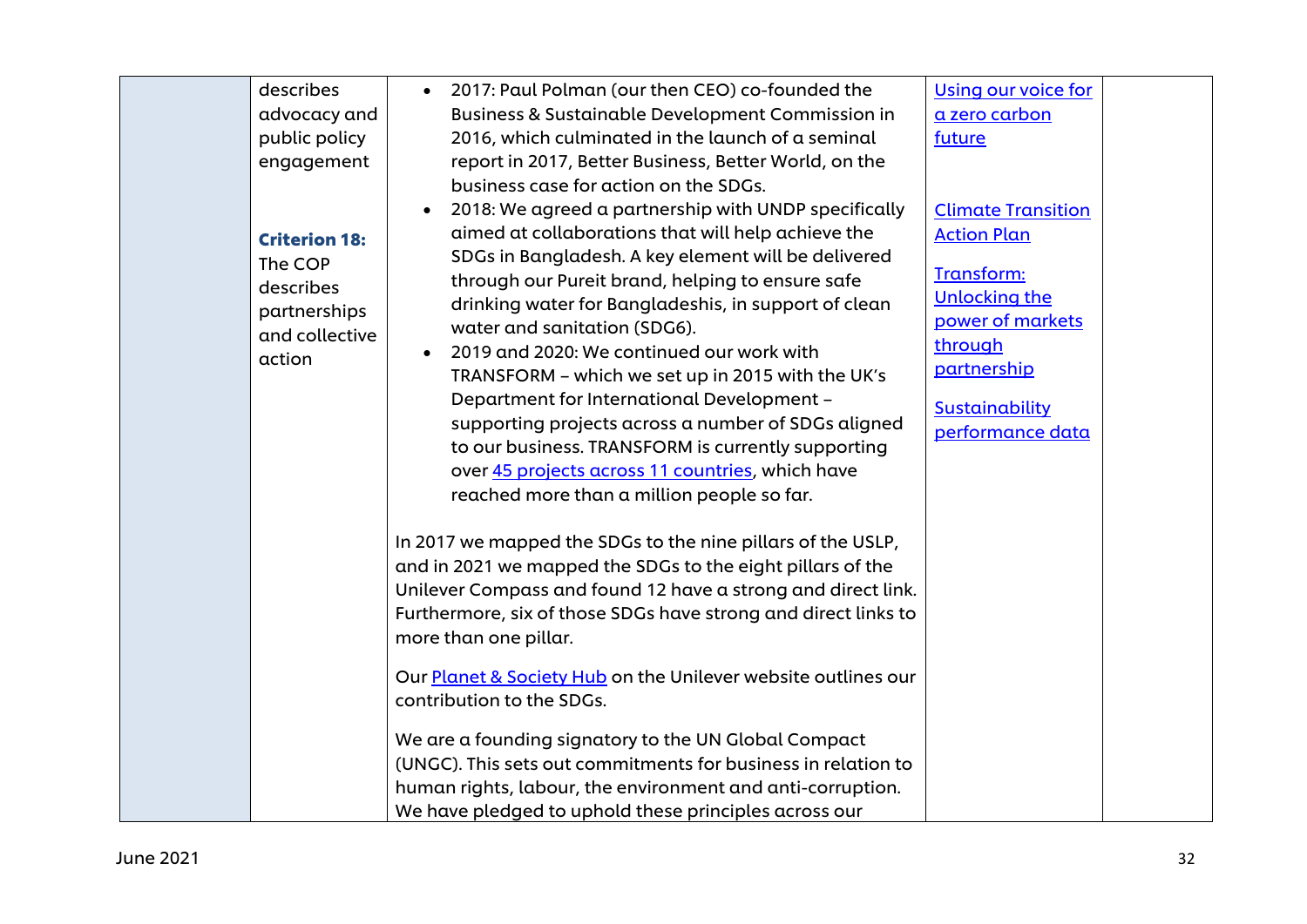| | | | | |
|---|---|---|---|---|
| | describes advocacy and public policy engagement<br><br>**Criterion 18:** The COP describes partnerships and collective action | • 2017: Paul Polman (our then CEO) co-founded the Business & Sustainable Development Commission in 2016, which culminated in the launch of a seminal report in 2017, Better Business, Better World, on the business case for action on the SDGs.<br>• 2018: We agreed a partnership with UNDP specifically aimed at collaborations that will help achieve the SDGs in Bangladesh. A key element will be delivered through our Pureit brand, helping to ensure safe drinking water for Bangladeshis, in support of clean water and sanitation (SDG6).<br>• 2019 and 2020: We continued our work with TRANSFORM – which we set up in 2015 with the UK's Department for International Development – supporting projects across a number of SDGs aligned to our business. TRANSFORM is currently supporting over 45 projects across 11 countries, which have reached more than a million people so far.<br><br>In 2017 we mapped the SDGs to the nine pillars of the USLP, and in 2021 we mapped the SDGs to the eight pillars of the Unilever Compass and found 12 have a strong and direct link. Furthermore, six of those SDGs have strong and direct links to more than one pillar.<br><br>Our Planet & Society Hub on the Unilever website outlines our contribution to the SDGs.<br><br>We are a founding signatory to the UN Global Compact (UNGC). This sets out commitments for business in relation to human rights, labour, the environment and anti-corruption. We have pledged to uphold these principles across our | Using our voice for a zero carbon future<br><br>Climate Transition Action Plan<br><br>Transform: Unlocking the power of markets through partnership<br><br>Sustainability performance data | |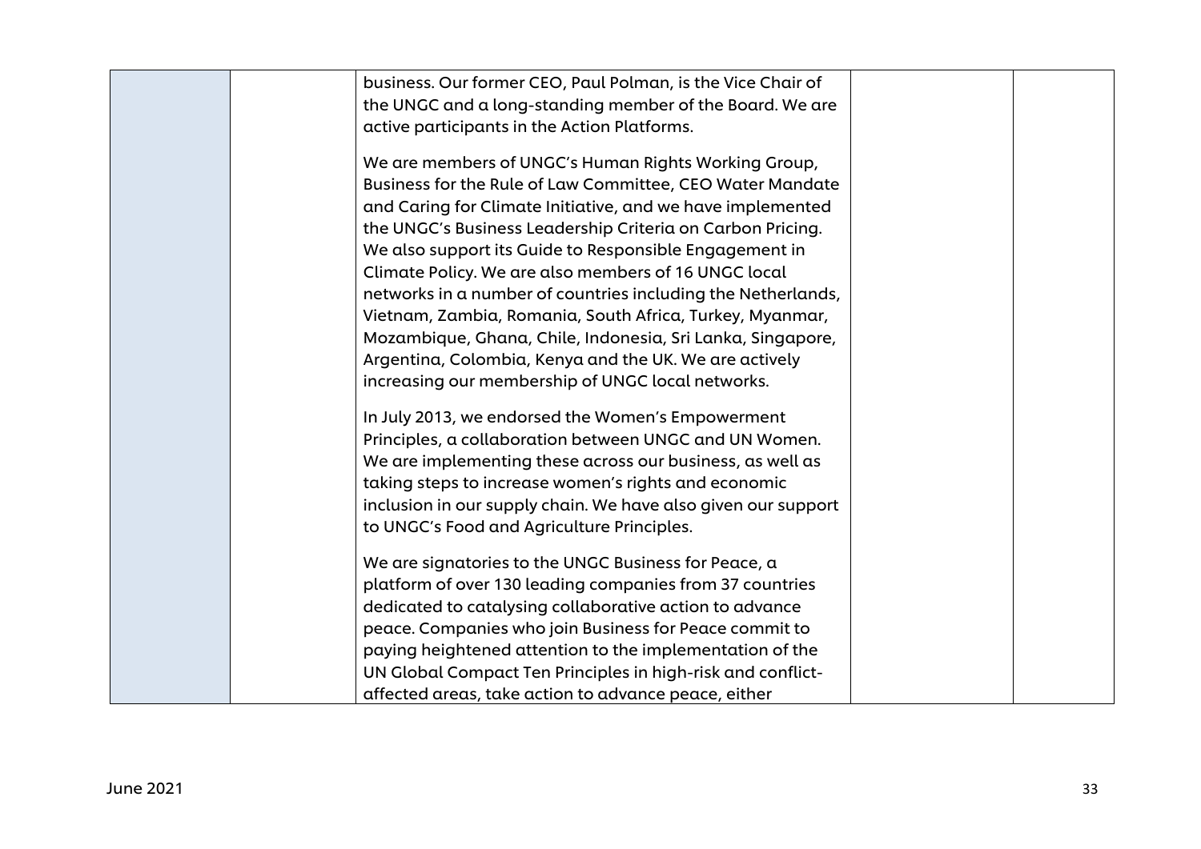| | | | | |
|---|---|---|---|---|
| | | business. Our former CEO, Paul Polman, is the Vice Chair of the UNGC and a long-standing member of the Board. We are active participants in the Action Platforms.<br><br>We are members of UNGC's Human Rights Working Group, Business for the Rule of Law Committee, CEO Water Mandate and Caring for Climate Initiative, and we have implemented the UNGC's Business Leadership Criteria on Carbon Pricing. We also support its Guide to Responsible Engagement in Climate Policy. We are also members of 16 UNGC local networks in a number of countries including the Netherlands, Vietnam, Zambia, Romania, South Africa, Turkey, Myanmar, Mozambique, Ghana, Chile, Indonesia, Sri Lanka, Singapore, Argentina, Colombia, Kenya and the UK. We are actively increasing our membership of UNGC local networks.<br><br>In July 2013, we endorsed the Women's Empowerment Principles, a collaboration between UNGC and UN Women. We are implementing these across our business, as well as taking steps to increase women's rights and economic inclusion in our supply chain. We have also given our support to UNGC's Food and Agriculture Principles.<br><br>We are signatories to the UNGC Business for Peace, a platform of over 130 leading companies from 37 countries dedicated to catalysing collaborative action to advance peace. Companies who join Business for Peace commit to paying heightened attention to the implementation of the UN Global Compact Ten Principles in high-risk and conflict-affected areas, take action to advance peace, either | | |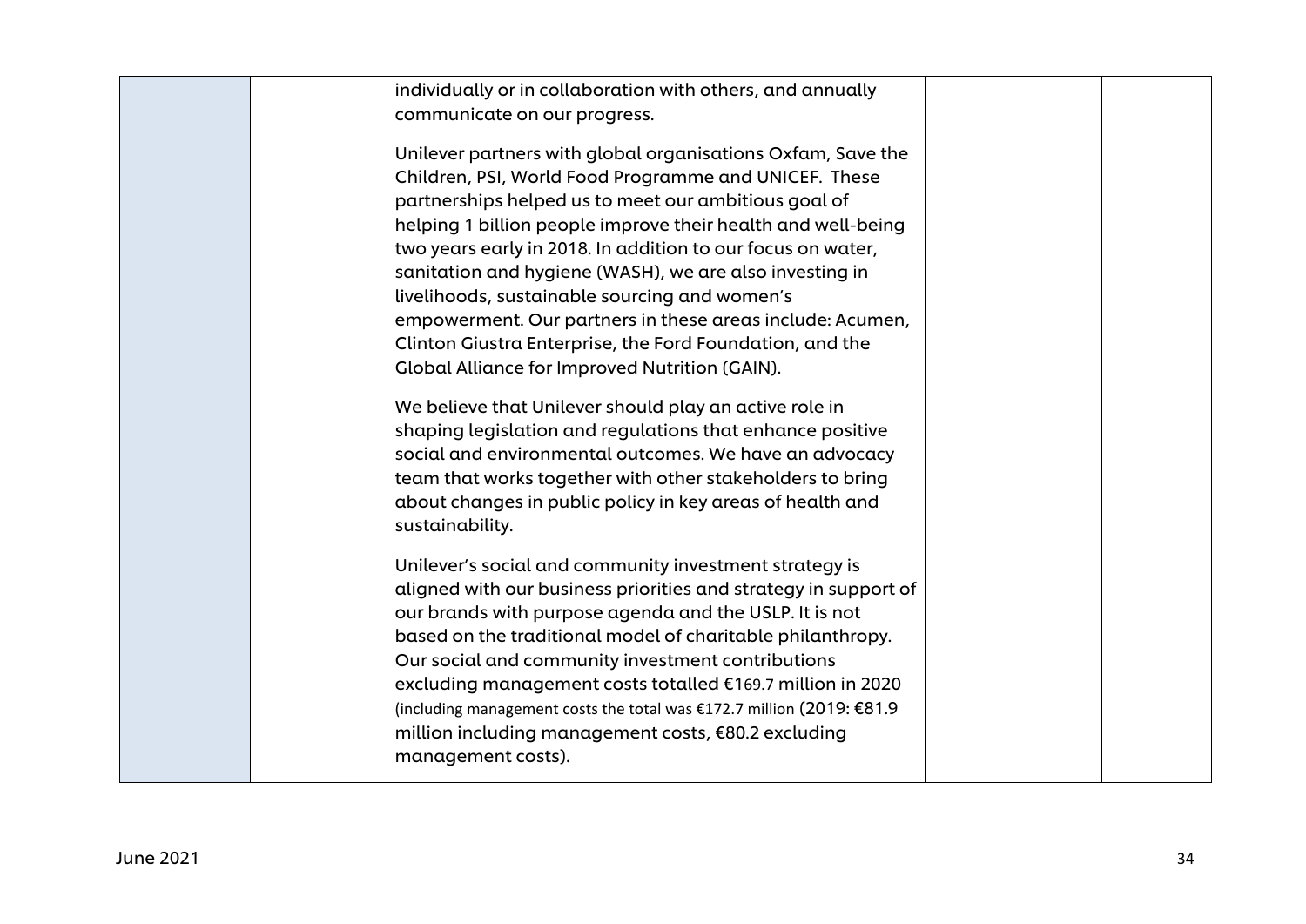| | | | | |
|---|---|---|---|---|
| | | individually or in collaboration with others, and annually communicate on our progress.<br><br>Unilever partners with global organisations Oxfam, Save the Children, PSI, World Food Programme and UNICEF. These partnerships helped us to meet our ambitious goal of helping 1 billion people improve their health and well-being two years early in 2018. In addition to our focus on water, sanitation and hygiene (WASH), we are also investing in livelihoods, sustainable sourcing and women's empowerment. Our partners in these areas include: Acumen, Clinton Giustra Enterprise, the Ford Foundation, and the Global Alliance for Improved Nutrition (GAIN).<br><br>We believe that Unilever should play an active role in shaping legislation and regulations that enhance positive social and environmental outcomes. We have an advocacy team that works together with other stakeholders to bring about changes in public policy in key areas of health and sustainability.<br><br>Unilever's social and community investment strategy is aligned with our business priorities and strategy in support of our brands with purpose agenda and the USLP. It is not based on the traditional model of charitable philanthropy. Our social and community investment contributions excluding management costs totalled €169.7 million in 2020 (including management costs the total was €172.7 million (2019: €81.9 million including management costs, €80.2 excluding management costs). | | |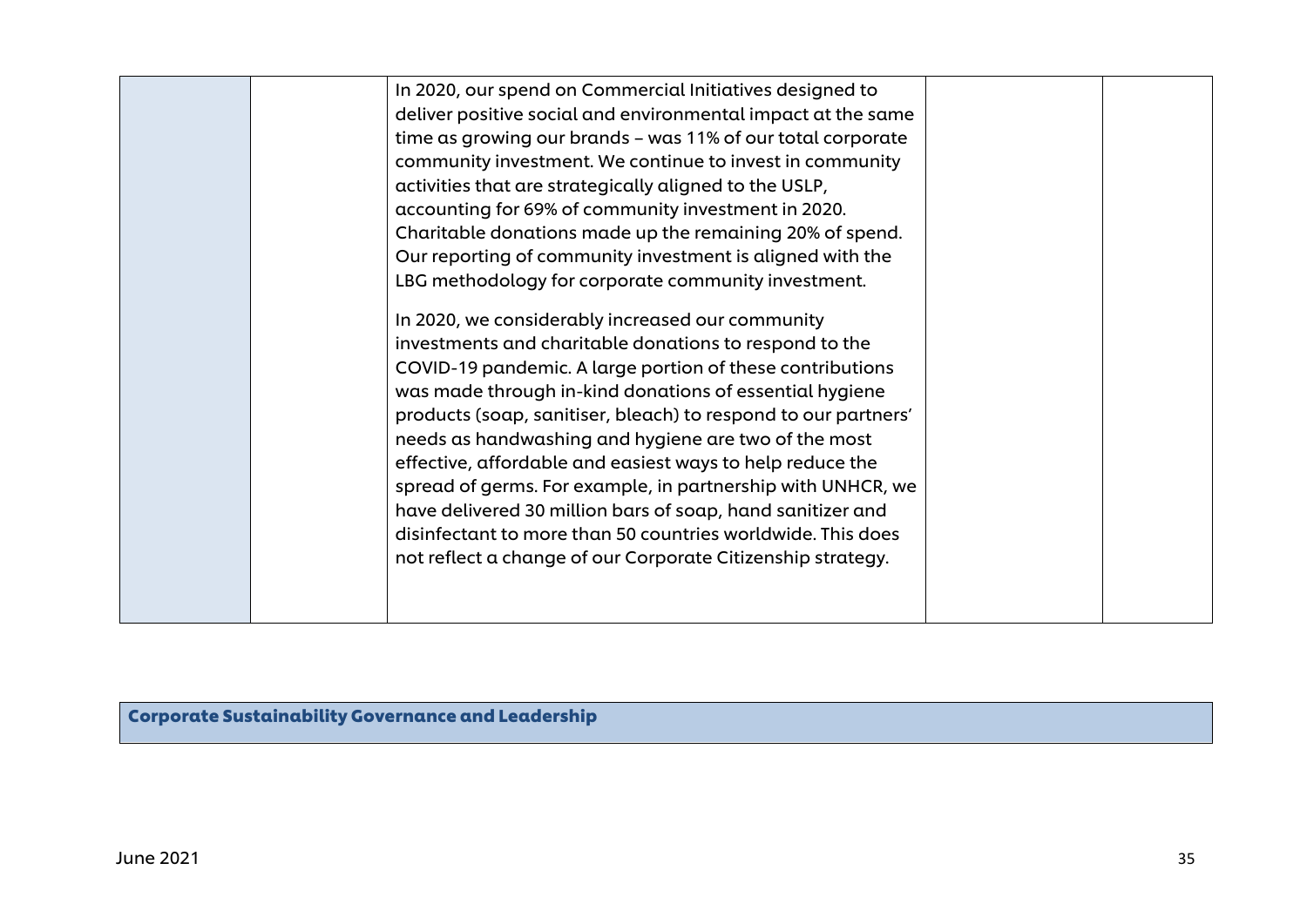| | | | | |
|---|---|---|---|---|
| | | In 2020, our spend on Commercial Initiatives designed to deliver positive social and environmental impact at the same time as growing our brands – was 11% of our total corporate community investment. We continue to invest in community activities that are strategically aligned to the USLP, accounting for 69% of community investment in 2020. Charitable donations made up the remaining 20% of spend. Our reporting of community investment is aligned with the LBG methodology for corporate community investment.<br><br>In 2020, we considerably increased our community investments and charitable donations to respond to the COVID-19 pandemic. A large portion of these contributions was made through in-kind donations of essential hygiene products (soap, sanitiser, bleach) to respond to our partners' needs as handwashing and hygiene are two of the most effective, affordable and easiest ways to help reduce the spread of germs. For example, in partnership with UNHCR, we have delivered 30 million bars of soap, hand sanitizer and disinfectant to more than 50 countries worldwide. This does not reflect a change of our Corporate Citizenship strategy. | | |

## Corporate Sustainability Governance and Leadership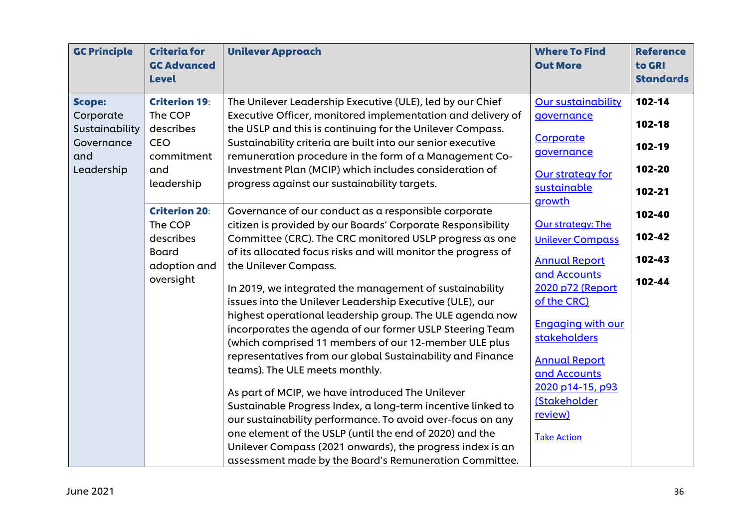| GC Principle | Criteria for GC Advanced Level | Unilever Approach | Where To Find Out More | Reference to GRI Standards |
|---|---|---|---|---|
| **Scope:** Corporate Sustainability Governance and Leadership | **Criterion 19**: The COP describes CEO commitment and leadership | The Unilever Leadership Executive (ULE), led by our Chief Executive Officer, monitored implementation and delivery of the USLP and this is continuing for the Unilever Compass. Sustainability criteria are built into our senior executive remuneration procedure in the form of a Management Co-Investment Plan (MCIP) which includes consideration of progress against our sustainability targets. | Our sustainability governance<br><br>Corporate governance<br><br>Our strategy for sustainable growth<br><br>Our strategy: The Unilever Compass<br><br>Annual Report and Accounts 2020 p72 (Report of the CRC)<br><br>Engaging with our stakeholders<br><br>Annual Report and Accounts 2020 p14-15, p93 (Stakeholder review)<br><br>Take Action | 102-14<br><br>102-18<br><br>102-19<br><br>102-20<br><br>102-21<br><br>102-40<br><br>102-42<br><br>102-43<br><br>102-44 |
| | **Criterion 20**: The COP describes Board adoption and oversight | Governance of our conduct as a responsible corporate citizen is provided by our Boards' Corporate Responsibility Committee (CRC). The CRC monitored USLP progress as one of its allocated focus risks and will monitor the progress of the Unilever Compass.<br><br>In 2019, we integrated the management of sustainability issues into the Unilever Leadership Executive (ULE), our highest operational leadership group. The ULE agenda now incorporates the agenda of our former USLP Steering Team (which comprised 11 members of our 12-member ULE plus representatives from our global Sustainability and Finance teams). The ULE meets monthly.<br><br>As part of MCIP, we have introduced The Unilever Sustainable Progress Index, a long-term incentive linked to our sustainability performance. To avoid over-focus on any one element of the USLP (until the end of 2020) and the Unilever Compass (2021 onwards), the progress index is an assessment made by the Board's Remuneration Committee. | | |

June 2021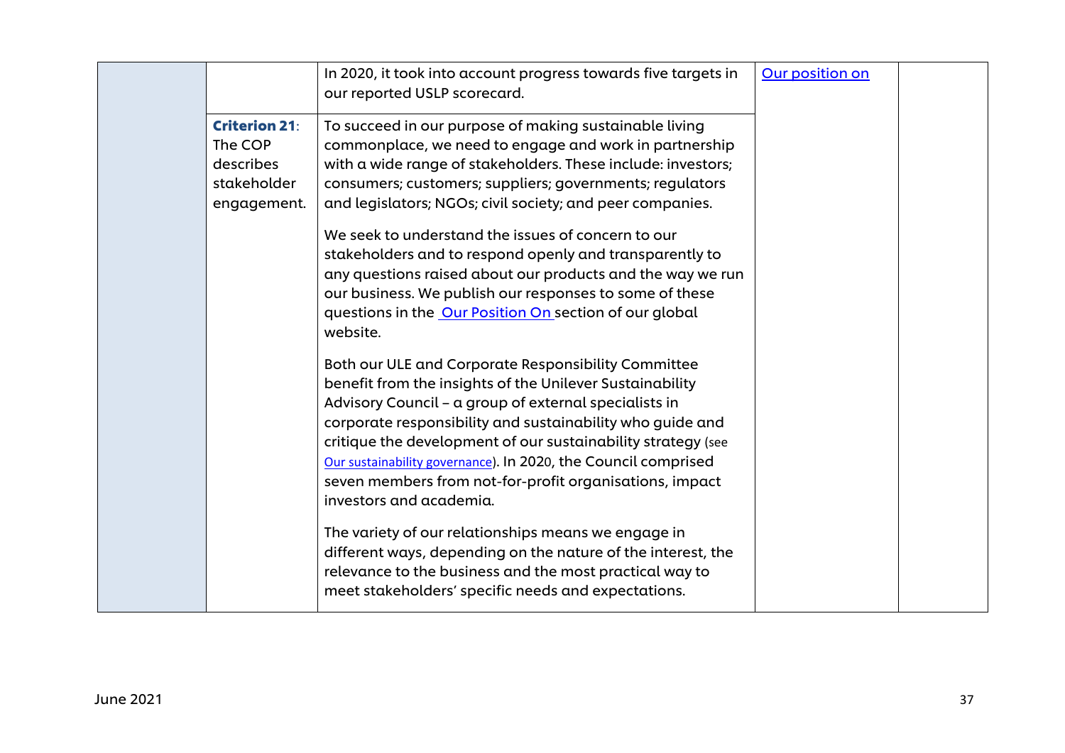| | | | | |
|---|---|---|---|---|
| | | In 2020, it took into account progress towards five targets in our reported USLP scorecard. | Our position on | |
| | **Criterion 21**: The COP describes stakeholder engagement. | To succeed in our purpose of making sustainable living commonplace, we need to engage and work in partnership with a wide range of stakeholders. These include: investors; consumers; customers; suppliers; governments; regulators and legislators; NGOs; civil society; and peer companies.<br><br>We seek to understand the issues of concern to our stakeholders and to respond openly and transparently to any questions raised about our products and the way we run our business. We publish our responses to some of these questions in the Our Position On section of our global website.<br><br>Both our ULE and Corporate Responsibility Committee benefit from the insights of the Unilever Sustainability Advisory Council – a group of external specialists in corporate responsibility and sustainability who guide and critique the development of our sustainability strategy (see Our sustainability governance). In 2020, the Council comprised seven members from not-for-profit organisations, impact investors and academia.<br><br>The variety of our relationships means we engage in different ways, depending on the nature of the interest, the relevance to the business and the most practical way to meet stakeholders' specific needs and expectations. | | |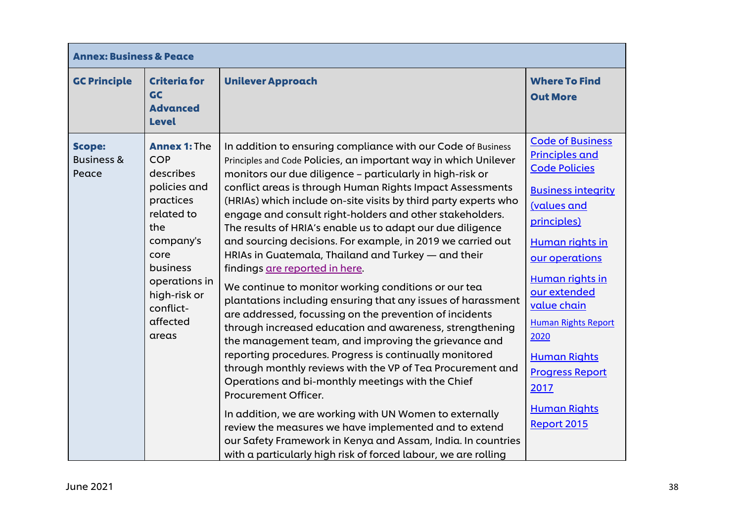| Annex: Business & Peace | | | |
|---|---|---|---|
| **GC Principle** | **Criteria for GC Advanced Level** | **Unilever Approach** | **Where To Find Out More** |
| **Scope:** Business & Peace | **Annex 1:** The COP describes policies and practices related to the company's core business operations in high-risk or conflict-affected areas | In addition to ensuring compliance with our Code of Business Principles and Code Policies, an important way in which Unilever monitors our due diligence – particularly in high-risk or conflict areas is through Human Rights Impact Assessments (HRIAs) which include on-site visits by third party experts who engage and consult right-holders and other stakeholders. The results of HRIA's enable us to adapt our due diligence and sourcing decisions. For example, in 2019 we carried out HRIAs in Guatemala, Thailand and Turkey — and their findings are reported in here.<br><br>We continue to monitor working conditions or our tea plantations including ensuring that any issues of harassment are addressed, focussing on the prevention of incidents through increased education and awareness, strengthening the management team, and improving the grievance and reporting procedures. Progress is continually monitored through monthly reviews with the VP of Tea Procurement and Operations and bi-monthly meetings with the Chief Procurement Officer.<br><br>In addition, we are working with UN Women to externally review the measures we have implemented and to extend our Safety Framework in Kenya and Assam, India. In countries with a particularly high risk of forced labour, we are rolling | Code of Business Principles and Code Policies<br><br>Business integrity (values and principles)<br><br>Human rights in our operations<br><br>Human rights in our extended value chain<br><br>Human Rights Report 2020<br><br>Human Rights Progress Report 2017<br><br>Human Rights Report 2015 |

June 2021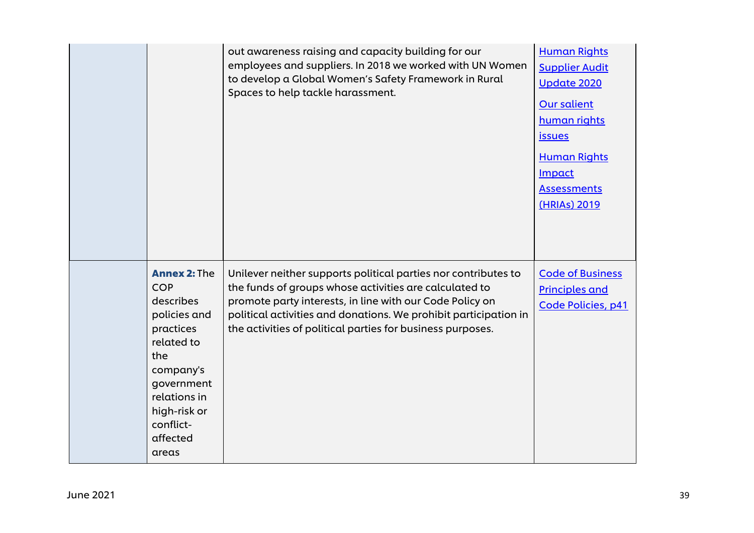|  |  |  |  |
|---|---|---|---|
|  |  | out awareness raising and capacity building for our employees and suppliers. In 2018 we worked with UN Women to develop a Global Women's Safety Framework in Rural Spaces to help tackle harassment. | Human Rights Supplier Audit Update 2020<br><br>Our salient human rights issues<br><br>Human Rights Impact Assessments (HRIAs) 2019 |
|  | **Annex 2:** The COP describes policies and practices related to the company's government relations in high-risk or conflict-affected areas | Unilever neither supports political parties nor contributes to the funds of groups whose activities are calculated to promote party interests, in line with our Code Policy on political activities and donations. We prohibit participation in the activities of political parties for business purposes. | Code of Business Principles and Code Policies, p41 |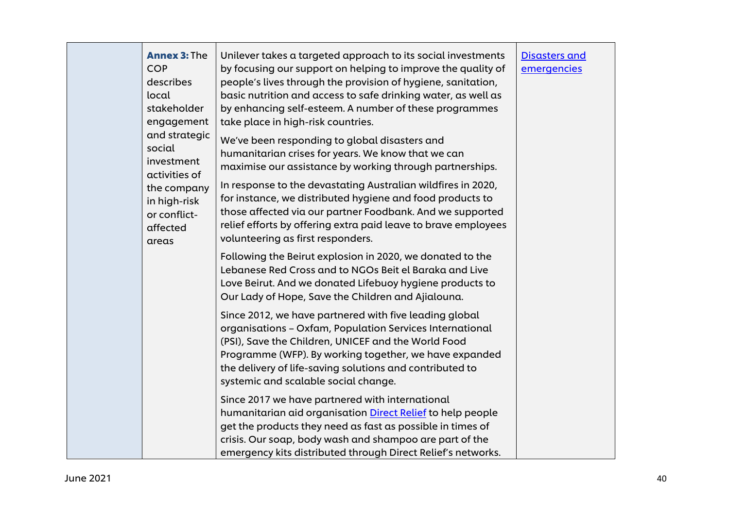|  | **Annex 3:** The COP describes local stakeholder engagement and strategic social investment activities of the company in high-risk or conflict-affected areas | Unilever takes a targeted approach to its social investments by focusing our support on helping to improve the quality of people's lives through the provision of hygiene, sanitation, basic nutrition and access to safe drinking water, as well as by enhancing self-esteem. A number of these programmes take place in high-risk countries.<br><br>We've been responding to global disasters and humanitarian crises for years. We know that we can maximise our assistance by working through partnerships.<br><br>In response to the devastating Australian wildfires in 2020, for instance, we distributed hygiene and food products to those affected via our partner Foodbank. And we supported relief efforts by offering extra paid leave to brave employees volunteering as first responders.<br><br>Following the Beirut explosion in 2020, we donated to the Lebanese Red Cross and to NGOs Beit el Baraka and Live Love Beirut. And we donated Lifebuoy hygiene products to Our Lady of Hope, Save the Children and Ajialouna.<br><br>Since 2012, we have partnered with five leading global organisations – Oxfam, Population Services International (PSI), Save the Children, UNICEF and the World Food Programme (WFP). By working together, we have expanded the delivery of life-saving solutions and contributed to systemic and scalable social change.<br><br>Since 2017 we have partnered with international humanitarian aid organisation Direct Relief to help people get the products they need as fast as possible in times of crisis. Our soap, body wash and shampoo are part of the emergency kits distributed through Direct Relief's networks. | Disasters and emergencies |
|---|---|---|---|

June 2021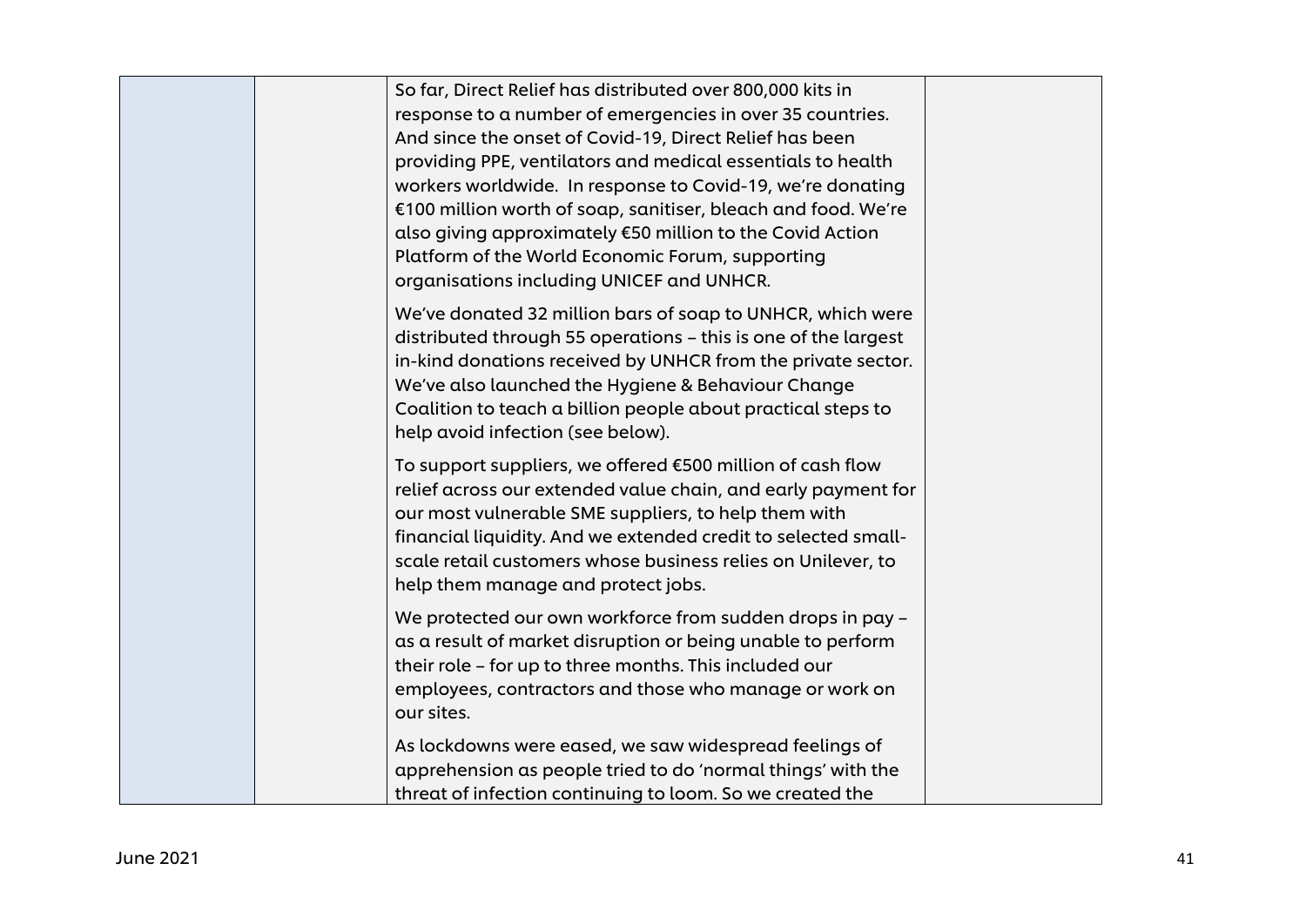| | | | |
|---|---|---|---|
| | | So far, Direct Relief has distributed over 800,000 kits in response to a number of emergencies in over 35 countries. And since the onset of Covid-19, Direct Relief has been providing PPE, ventilators and medical essentials to health workers worldwide. In response to Covid-19, we're donating €100 million worth of soap, sanitiser, bleach and food. We're also giving approximately €50 million to the Covid Action Platform of the World Economic Forum, supporting organisations including UNICEF and UNHCR.<br><br>We've donated 32 million bars of soap to UNHCR, which were distributed through 55 operations – this is one of the largest in-kind donations received by UNHCR from the private sector. We've also launched the Hygiene & Behaviour Change Coalition to teach a billion people about practical steps to help avoid infection (see below).<br><br>To support suppliers, we offered €500 million of cash flow relief across our extended value chain, and early payment for our most vulnerable SME suppliers, to help them with financial liquidity. And we extended credit to selected small-scale retail customers whose business relies on Unilever, to help them manage and protect jobs.<br><br>We protected our own workforce from sudden drops in pay – as a result of market disruption or being unable to perform their role – for up to three months. This included our employees, contractors and those who manage or work on our sites.<br><br>As lockdowns were eased, we saw widespread feelings of apprehension as people tried to do 'normal things' with the threat of infection continuing to loom. So we created the | |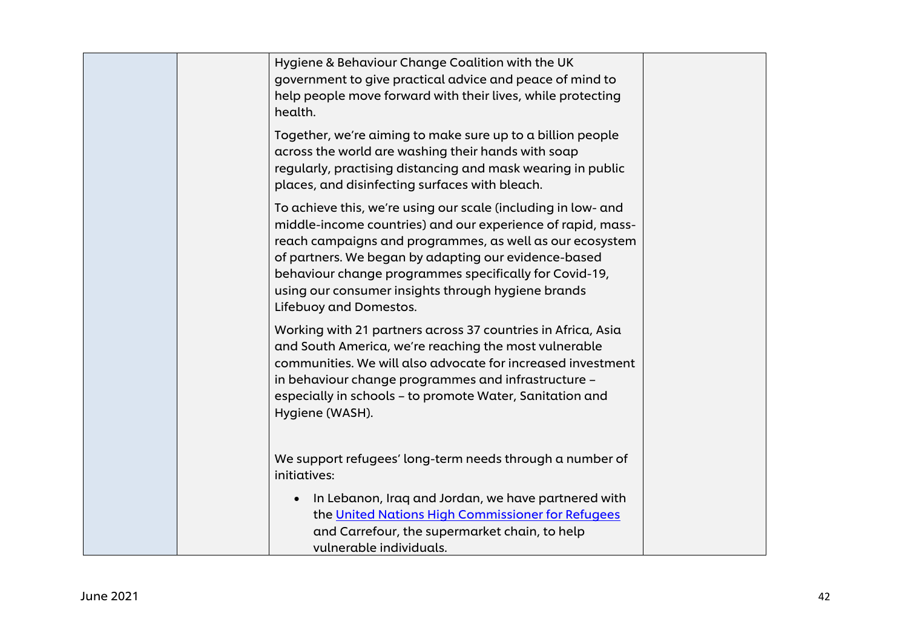| | | | |
|---|---|---|---|
| | | Hygiene & Behaviour Change Coalition with the UK government to give practical advice and peace of mind to help people move forward with their lives, while protecting health.<br><br>Together, we're aiming to make sure up to a billion people across the world are washing their hands with soap regularly, practising distancing and mask wearing in public places, and disinfecting surfaces with bleach.<br><br>To achieve this, we're using our scale (including in low- and middle-income countries) and our experience of rapid, mass-reach campaigns and programmes, as well as our ecosystem of partners. We began by adapting our evidence-based behaviour change programmes specifically for Covid-19, using our consumer insights through hygiene brands Lifebuoy and Domestos.<br><br>Working with 21 partners across 37 countries in Africa, Asia and South America, we're reaching the most vulnerable communities. We will also advocate for increased investment in behaviour change programmes and infrastructure – especially in schools – to promote Water, Sanitation and Hygiene (WASH).<br><br>We support refugees' long-term needs through a number of initiatives:<br><br>• In Lebanon, Iraq and Jordan, we have partnered with the United Nations High Commissioner for Refugees and Carrefour, the supermarket chain, to help vulnerable individuals. | |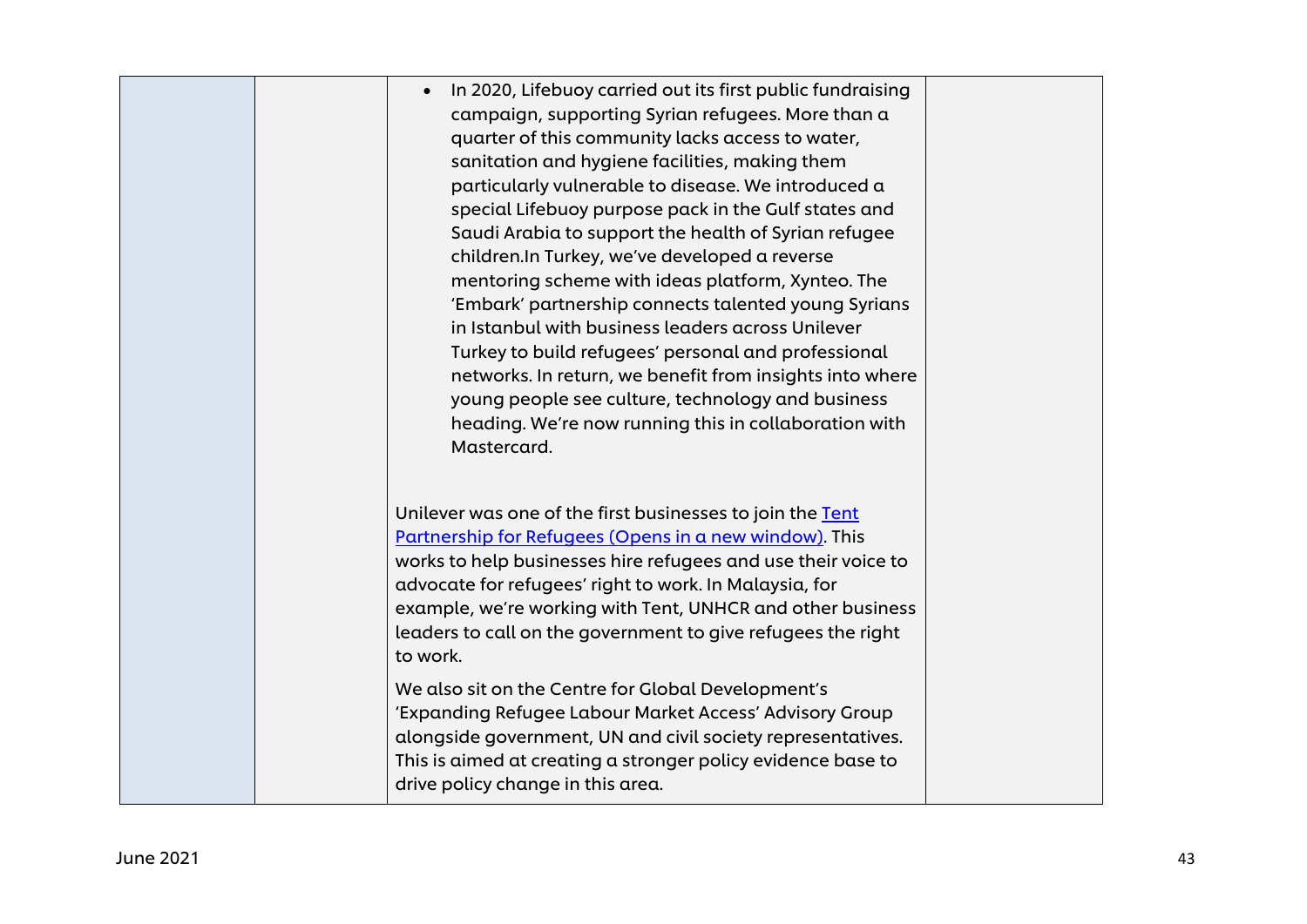| | | | |
|---|---|---|---|
| | | • In 2020, Lifebuoy carried out its first public fundraising campaign, supporting Syrian refugees. More than a quarter of this community lacks access to water, sanitation and hygiene facilities, making them particularly vulnerable to disease. We introduced a special Lifebuoy purpose pack in the Gulf states and Saudi Arabia to support the health of Syrian refugee children.In Turkey, we've developed a reverse mentoring scheme with ideas platform, Xynteo. The 'Embark' partnership connects talented young Syrians in Istanbul with business leaders across Unilever Turkey to build refugees' personal and professional networks. In return, we benefit from insights into where young people see culture, technology and business heading. We're now running this in collaboration with Mastercard.<br><br>Unilever was one of the first businesses to join the Tent Partnership for Refugees (Opens in a new window). This works to help businesses hire refugees and use their voice to advocate for refugees' right to work. In Malaysia, for example, we're working with Tent, UNHCR and other business leaders to call on the government to give refugees the right to work.<br><br>We also sit on the Centre for Global Development's 'Expanding Refugee Labour Market Access' Advisory Group alongside government, UN and civil society representatives. This is aimed at creating a stronger policy evidence base to drive policy change in this area. | |

June 2021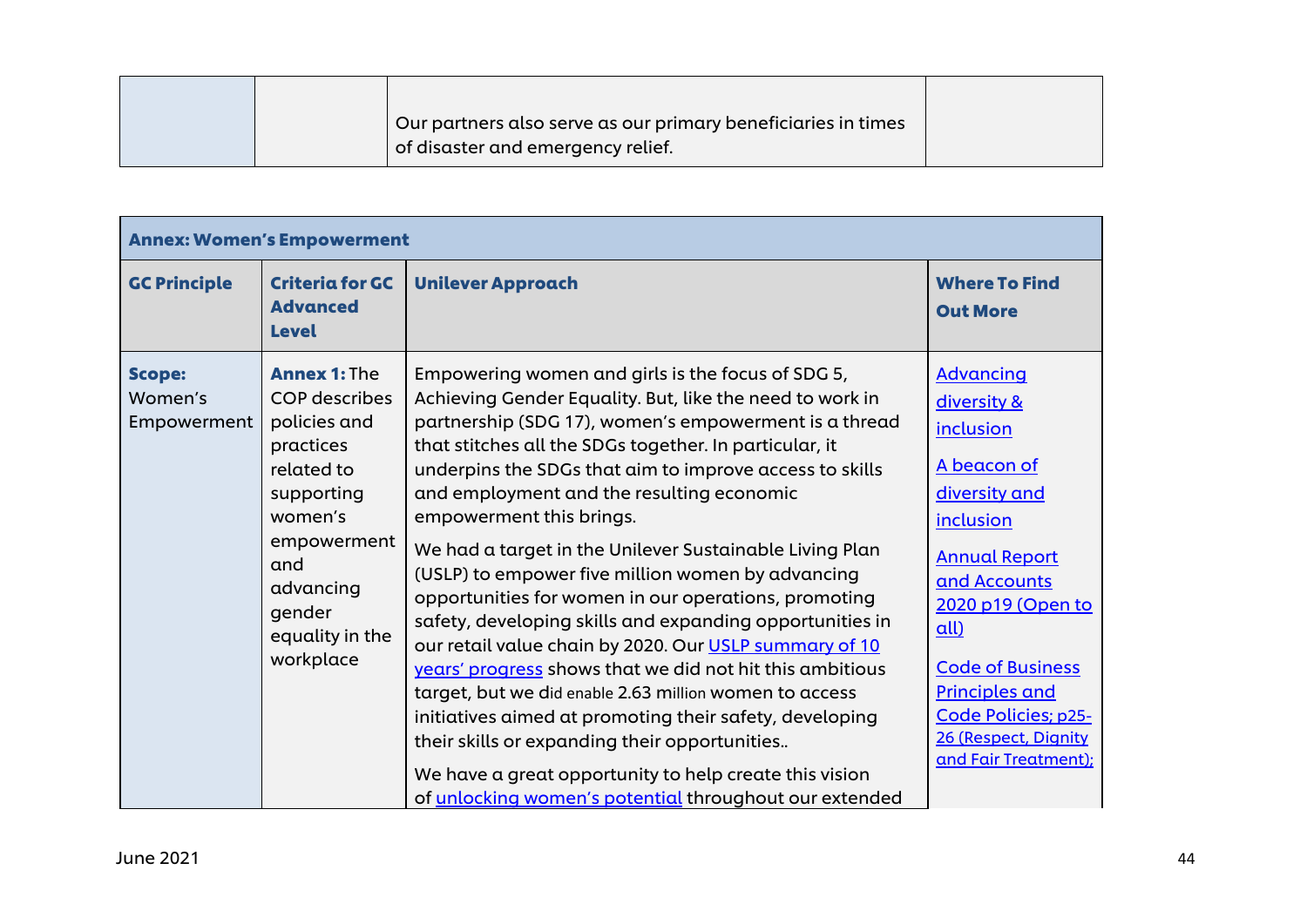| | | | |
|---|---|---|---|
| | | Our partners also serve as our primary beneficiaries in times of disaster and emergency relief. | |

| **Annex: Women's Empowerment** | | | |
|---|---|---|---|
| **GC Principle** | **Criteria for GC Advanced Level** | **Unilever Approach** | **Where To Find Out More** |
| **Scope:** Women's Empowerment | **Annex 1:** The COP describes policies and practices related to supporting women's empowerment and advancing gender equality in the workplace | Empowering women and girls is the focus of SDG 5, Achieving Gender Equality. But, like the need to work in partnership (SDG 17), women's empowerment is a thread that stitches all the SDGs together. In particular, it underpins the SDGs that aim to improve access to skills and employment and the resulting economic empowerment this brings.<br><br>We had a target in the Unilever Sustainable Living Plan (USLP) to empower five million women by advancing opportunities for women in our operations, promoting safety, developing skills and expanding opportunities in our retail value chain by 2020. Our USLP summary of 10 years' progress shows that we did not hit this ambitious target, but we did enable 2.63 million women to access initiatives aimed at promoting their safety, developing their skills or expanding their opportunities..<br><br>We have a great opportunity to help create this vision of unlocking women's potential throughout our extended | Advancing diversity & inclusion<br><br>A beacon of diversity and inclusion<br><br>Annual Report and Accounts 2020 p19 (Open to all)<br><br>Code of Business Principles and Code Policies; p25-26 (Respect, Dignity and Fair Treatment); |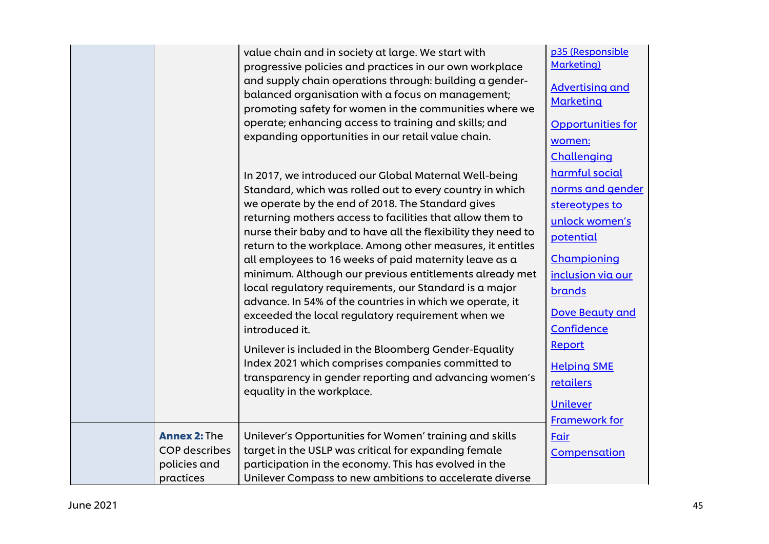| | | | |
|---|---|---|---|
| | | value chain and in society at large. We start with progressive policies and practices in our own workplace and supply chain operations through: building a gender-balanced organisation with a focus on management; promoting safety for women in the communities where we operate; enhancing access to training and skills; and expanding opportunities in our retail value chain.<br><br>In 2017, we introduced our Global Maternal Well-being Standard, which was rolled out to every country in which we operate by the end of 2018. The Standard gives returning mothers access to facilities that allow them to nurse their baby and to have all the flexibility they need to return to the workplace. Among other measures, it entitles all employees to 16 weeks of paid maternity leave as a minimum. Although our previous entitlements already met local regulatory requirements, our Standard is a major advance. In 54% of the countries in which we operate, it exceeded the local regulatory requirement when we introduced it.<br><br>Unilever is included in the Bloomberg Gender-Equality Index 2021 which comprises companies committed to transparency in gender reporting and advancing women's equality in the workplace. | p35 (Responsible Marketing)<br><br>Advertising and Marketing<br><br>Opportunities for women: Challenging harmful social norms and gender stereotypes to unlock women's potential<br><br>Championing inclusion via our brands<br><br>Dove Beauty and Confidence Report<br><br>Helping SME retailers<br><br>Unilever Framework for Fair Compensation |
| | **Annex 2:** The COP describes policies and practices | Unilever's Opportunities for Women' training and skills target in the USLP was critical for expanding female participation in the economy. This has evolved in the Unilever Compass to new ambitions to accelerate diverse | |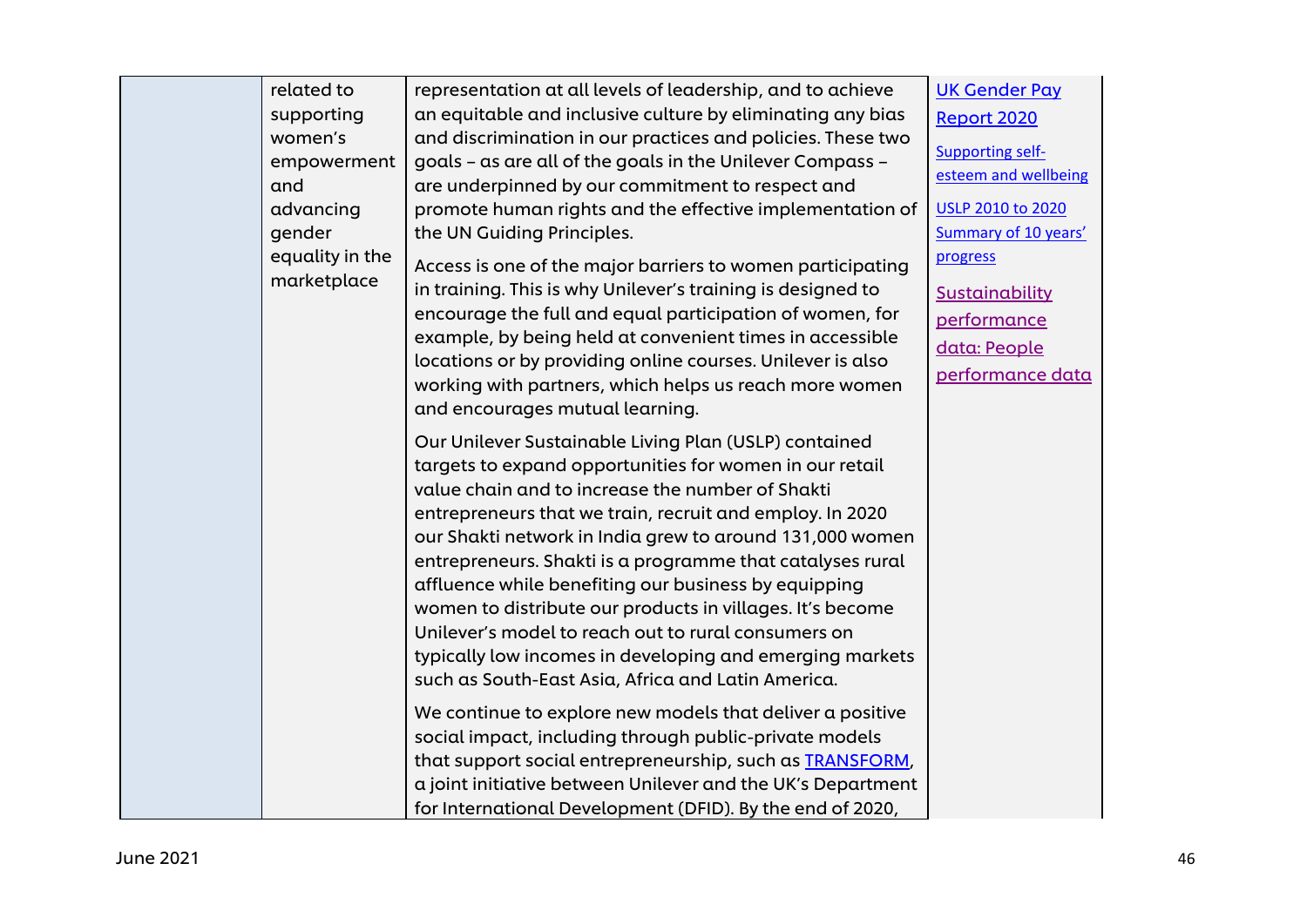| | related to supporting women's empowerment and advancing gender equality in the marketplace | representation at all levels of leadership, and to achieve an equitable and inclusive culture by eliminating any bias and discrimination in our practices and policies. These two goals – as are all of the goals in the Unilever Compass – are underpinned by our commitment to respect and promote human rights and the effective implementation of the UN Guiding Principles.<br><br>Access is one of the major barriers to women participating in training. This is why Unilever's training is designed to encourage the full and equal participation of women, for example, by being held at convenient times in accessible locations or by providing online courses. Unilever is also working with partners, which helps us reach more women and encourages mutual learning.<br><br>Our Unilever Sustainable Living Plan (USLP) contained targets to expand opportunities for women in our retail value chain and to increase the number of Shakti entrepreneurs that we train, recruit and employ. In 2020 our Shakti network in India grew to around 131,000 women entrepreneurs. Shakti is a programme that catalyses rural affluence while benefiting our business by equipping women to distribute our products in villages. It's become Unilever's model to reach out to rural consumers on typically low incomes in developing and emerging markets such as South-East Asia, Africa and Latin America.<br><br>We continue to explore new models that deliver a positive social impact, including through public-private models that support social entrepreneurship, such as TRANSFORM, a joint initiative between Unilever and the UK's Department for International Development (DFID). By the end of 2020, | UK Gender Pay Report 2020<br><br>Supporting self-esteem and wellbeing<br><br>USLP 2010 to 2020 Summary of 10 years' progress<br><br>Sustainability performance data: People performance data |
|---|---|---|---|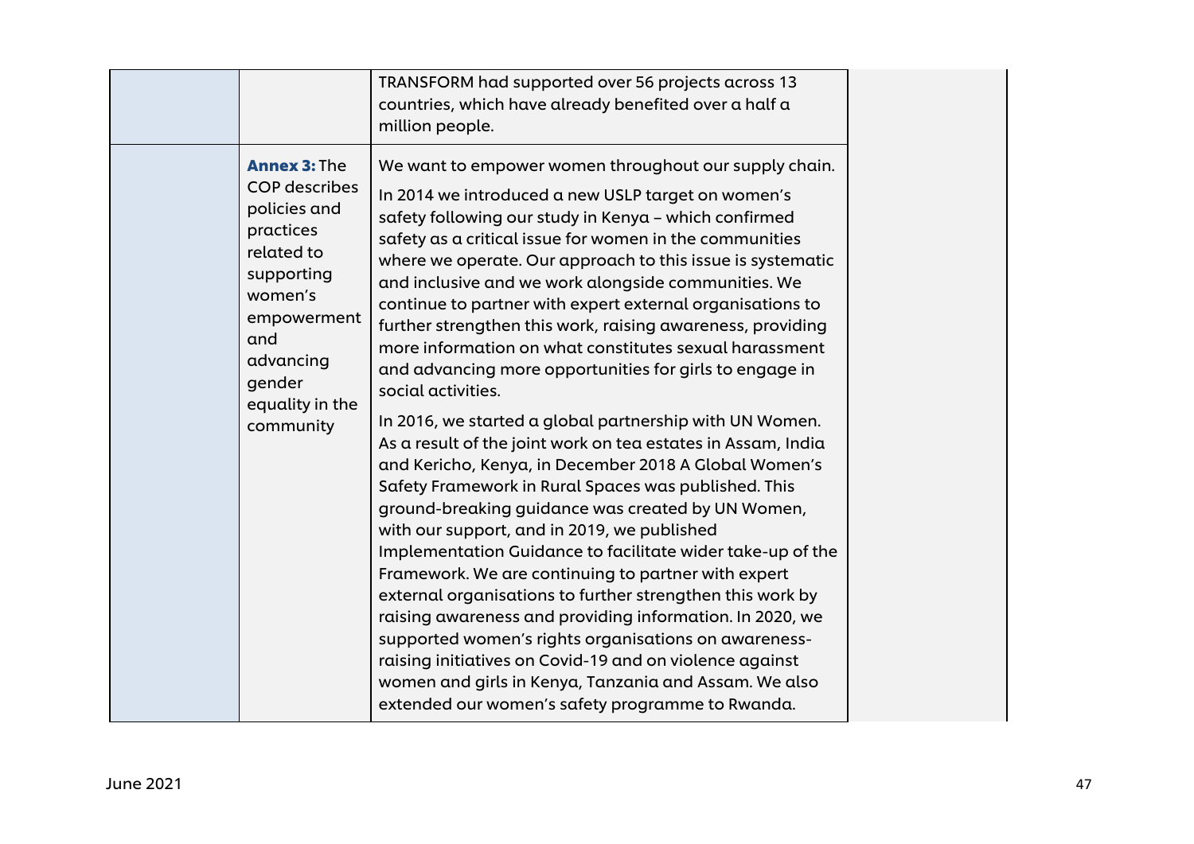| | | | |
|---|---|---|---|
| | | TRANSFORM had supported over 56 projects across 13 countries, which have already benefited over a half a million people. | |
| | **Annex 3:** The COP describes policies and practices related to supporting women's empowerment and advancing gender equality in the community | We want to empower women throughout our supply chain.<br><br>In 2014 we introduced a new USLP target on women's safety following our study in Kenya – which confirmed safety as a critical issue for women in the communities where we operate. Our approach to this issue is systematic and inclusive and we work alongside communities. We continue to partner with expert external organisations to further strengthen this work, raising awareness, providing more information on what constitutes sexual harassment and advancing more opportunities for girls to engage in social activities.<br><br>In 2016, we started a global partnership with UN Women. As a result of the joint work on tea estates in Assam, India and Kericho, Kenya, in December 2018 A Global Women's Safety Framework in Rural Spaces was published. This ground-breaking guidance was created by UN Women, with our support, and in 2019, we published Implementation Guidance to facilitate wider take-up of the Framework. We are continuing to partner with expert external organisations to further strengthen this work by raising awareness and providing information. In 2020, we supported women's rights organisations on awareness-raising initiatives on Covid-19 and on violence against women and girls in Kenya, Tanzania and Assam. We also extended our women's safety programme to Rwanda. | |

June 2021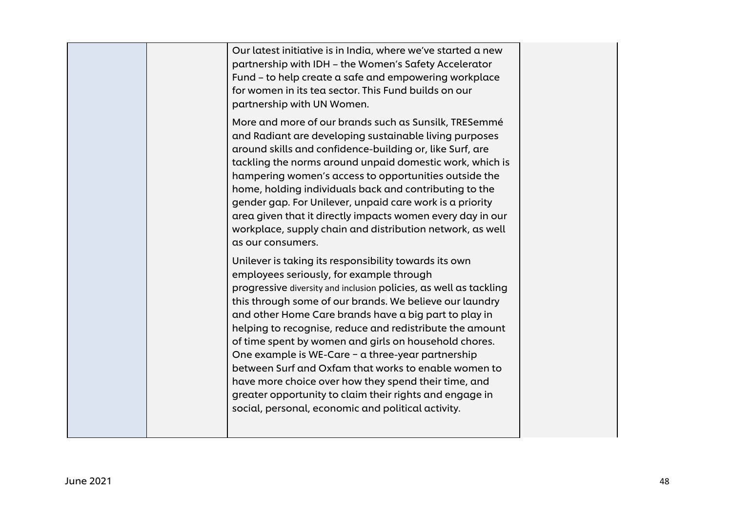| | | | |
|---|---|---|---|
| | | Our latest initiative is in India, where we've started a new partnership with IDH – the Women's Safety Accelerator Fund – to help create a safe and empowering workplace for women in its tea sector. This Fund builds on our partnership with UN Women.<br><br>More and more of our brands such as Sunsilk, TRESemmé and Radiant are developing sustainable living purposes around skills and confidence-building or, like Surf, are tackling the norms around unpaid domestic work, which is hampering women's access to opportunities outside the home, holding individuals back and contributing to the gender gap. For Unilever, unpaid care work is a priority area given that it directly impacts women every day in our workplace, supply chain and distribution network, as well as our consumers.<br><br>Unilever is taking its responsibility towards its own employees seriously, for example through progressive diversity and inclusion policies, as well as tackling this through some of our brands. We believe our laundry and other Home Care brands have a big part to play in helping to recognise, reduce and redistribute the amount of time spent by women and girls on household chores. One example is WE-Care – a three-year partnership between Surf and Oxfam that works to enable women to have more choice over how they spend their time, and greater opportunity to claim their rights and engage in social, personal, economic and political activity. | |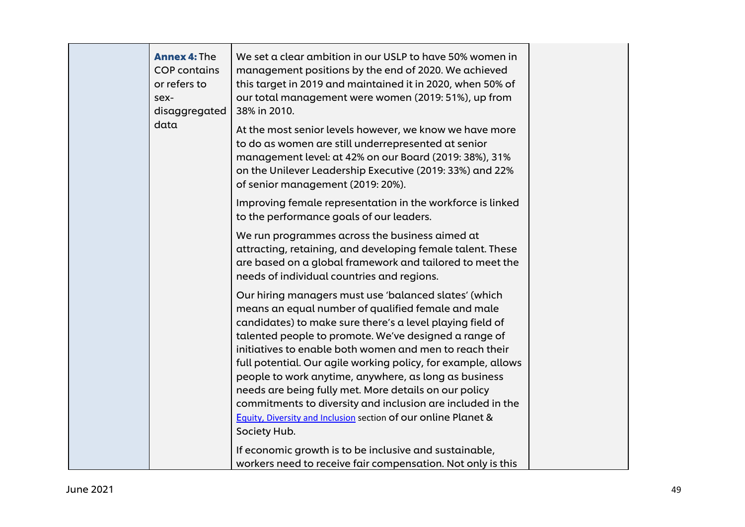| | **Annex 4:** The COP contains or refers to sex-disaggregated data | We set a clear ambition in our USLP to have 50% women in management positions by the end of 2020. We achieved this target in 2019 and maintained it in 2020, when 50% of our total management were women (2019: 51%), up from 38% in 2010.<br><br>At the most senior levels however, we know we have more to do as women are still underrepresented at senior management level: at 42% on our Board (2019: 38%), 31% on the Unilever Leadership Executive (2019: 33%) and 22% of senior management (2019: 20%).<br><br>Improving female representation in the workforce is linked to the performance goals of our leaders.<br><br>We run programmes across the business aimed at attracting, retaining, and developing female talent. These are based on a global framework and tailored to meet the needs of individual countries and regions.<br><br>Our hiring managers must use 'balanced slates' (which means an equal number of qualified female and male candidates) to make sure there's a level playing field of talented people to promote. We've designed a range of initiatives to enable both women and men to reach their full potential. Our agile working policy, for example, allows people to work anytime, anywhere, as long as business needs are being fully met. More details on our policy commitments to diversity and inclusion are included in the Equity, Diversity and Inclusion section of our online Planet & Society Hub.<br><br>If economic growth is to be inclusive and sustainable, workers need to receive fair compensation. Not only is this | |
|---|---|---|---|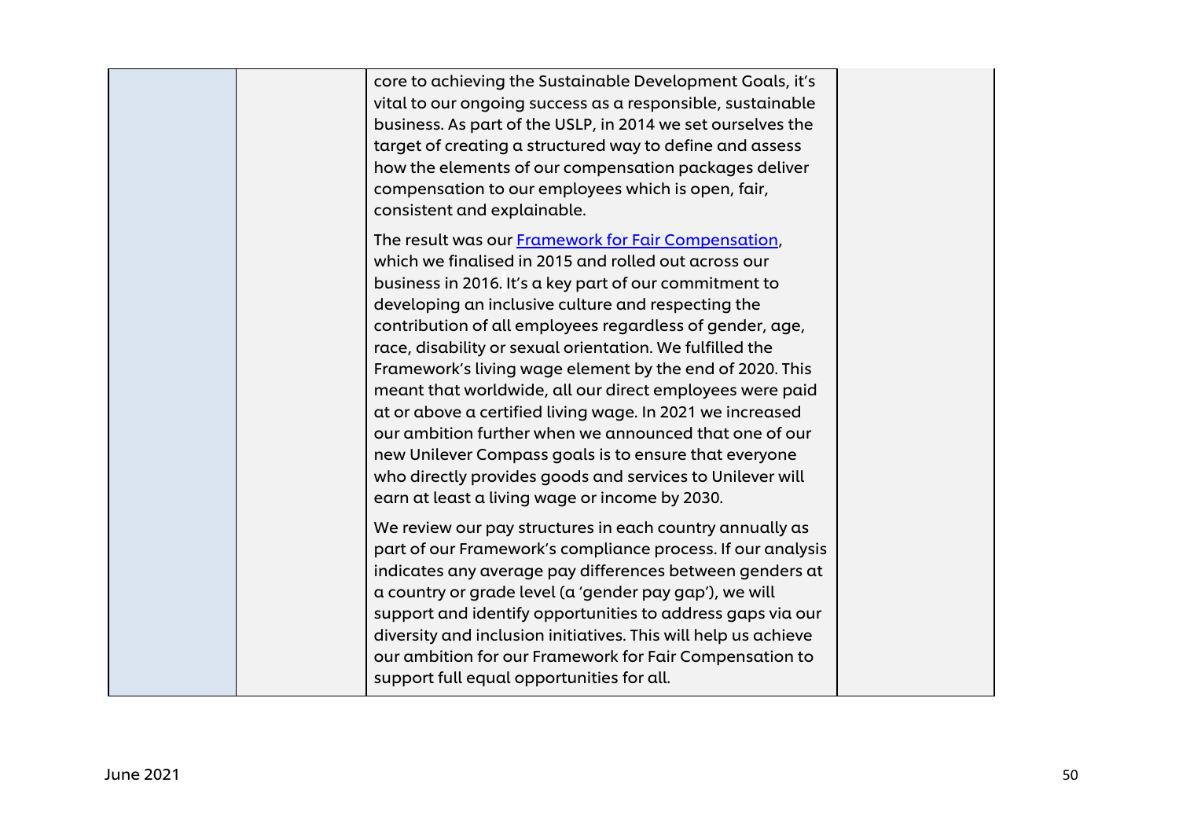| | | | |
|---|---|---|---|
| | | core to achieving the Sustainable Development Goals, it's vital to our ongoing success as a responsible, sustainable business. As part of the USLP, in 2014 we set ourselves the target of creating a structured way to define and assess how the elements of our compensation packages deliver compensation to our employees which is open, fair, consistent and explainable.<br><br>The result was our [Framework for Fair Compensation](), which we finalised in 2015 and rolled out across our business in 2016. It's a key part of our commitment to developing an inclusive culture and respecting the contribution of all employees regardless of gender, age, race, disability or sexual orientation. We fulfilled the Framework's living wage element by the end of 2020. This meant that worldwide, all our direct employees were paid at or above a certified living wage. In 2021 we increased our ambition further when we announced that one of our new Unilever Compass goals is to ensure that everyone who directly provides goods and services to Unilever will earn at least a living wage or income by 2030.<br><br>We review our pay structures in each country annually as part of our Framework's compliance process. If our analysis indicates any average pay differences between genders at a country or grade level (a 'gender pay gap'), we will support and identify opportunities to address gaps via our diversity and inclusion initiatives. This will help us achieve our ambition for our Framework for Fair Compensation to support full equal opportunities for all. | |

June 2021